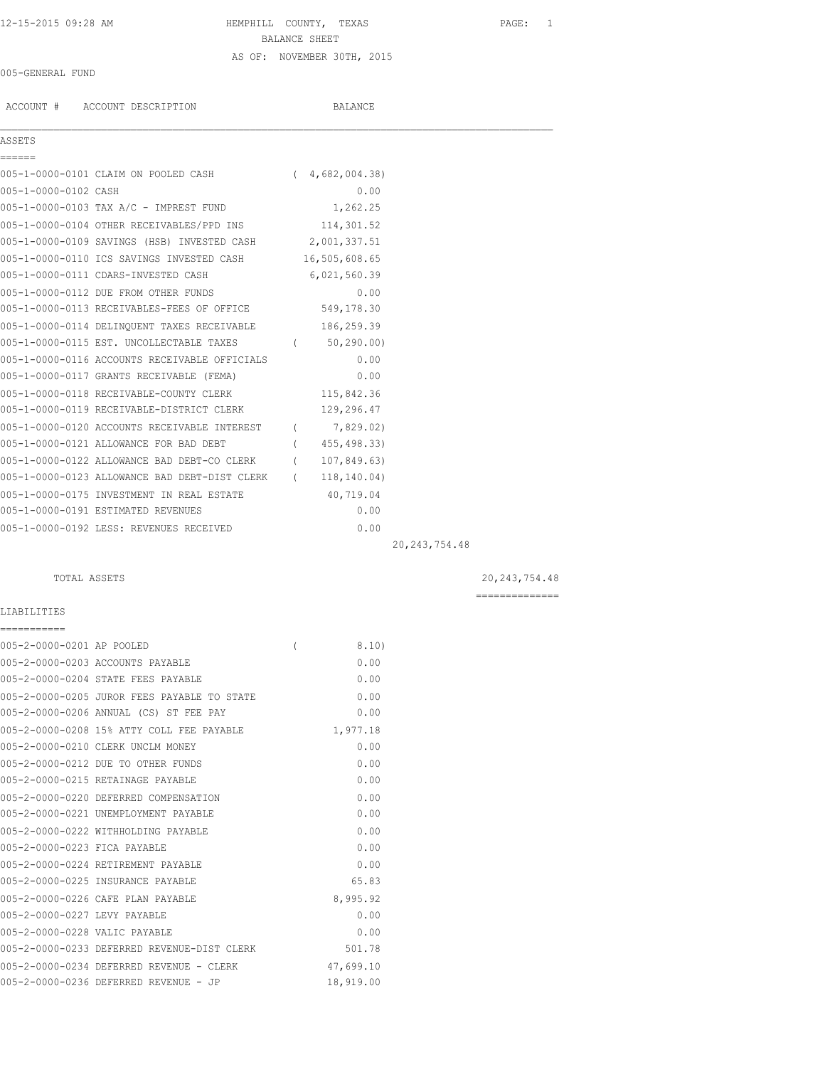12-15-2015 09:28 AM — HEMPHILL COUNTY, TEXAS

BALANCE SHEET

AS OF: NOVEMBER 30TH, 2015

005-GENERAL FUND

| ACCOUNT # | ACCOUNT DESCRIPTION | BALANCE | | |
|---|---|---|---|---|
| **ASSETS** | | | | |
| 005-1-0000-0101 | CLAIM ON POOLED CASH | ( 4,682,004.38) | | |
| 005-1-0000-0102 | CASH | 0.00 | | |
| 005-1-0000-0103 | TAX A/C - IMPREST FUND | 1,262.25 | | |
| 005-1-0000-0104 | OTHER RECEIVABLES/PPD INS | 114,301.52 | | |
| 005-1-0000-0109 | SAVINGS (HSB) INVESTED CASH | 2,001,337.51 | | |
| 005-1-0000-0110 | ICS SAVINGS INVESTED CASH | 16,505,608.65 | | |
| 005-1-0000-0111 | CDARS-INVESTED CASH | 6,021,560.39 | | |
| 005-1-0000-0112 | DUE FROM OTHER FUNDS | 0.00 | | |
| 005-1-0000-0113 | RECEIVABLES-FEES OF OFFICE | 549,178.30 | | |
| 005-1-0000-0114 | DELINQUENT TAXES RECEIVABLE | 186,259.39 | | |
| 005-1-0000-0115 | EST. UNCOLLECTABLE TAXES | ( 50,290.00) | | |
| 005-1-0000-0116 | ACCOUNTS RECEIVABLE OFFICIALS | 0.00 | | |
| 005-1-0000-0117 | GRANTS RECEIVABLE (FEMA) | 0.00 | | |
| 005-1-0000-0118 | RECEIVABLE-COUNTY CLERK | 115,842.36 | | |
| 005-1-0000-0119 | RECEIVABLE-DISTRICT CLERK | 129,296.47 | | |
| 005-1-0000-0120 | ACCOUNTS RECEIVABLE INTEREST | ( 7,829.02) | | |
| 005-1-0000-0121 | ALLOWANCE FOR BAD DEBT | ( 455,498.33) | | |
| 005-1-0000-0122 | ALLOWANCE BAD DEBT-CO CLERK | ( 107,849.63) | | |
| 005-1-0000-0123 | ALLOWANCE BAD DEBT-DIST CLERK | ( 118,140.04) | | |
| 005-1-0000-0175 | INVESTMENT IN REAL ESTATE | 40,719.04 | | |
| 005-1-0000-0191 | ESTIMATED REVENUES | 0.00 | | |
| 005-1-0000-0192 | LESS: REVENUES RECEIVED | 0.00 | | |
| | | | 20,243,754.48 | |
| | TOTAL ASSETS | | | 20,243,754.48 |
| **LIABILITIES** | | | | |
| 005-2-0000-0201 | AP POOLED | ( 8.10) | | |
| 005-2-0000-0203 | ACCOUNTS PAYABLE | 0.00 | | |
| 005-2-0000-0204 | STATE FEES PAYABLE | 0.00 | | |
| 005-2-0000-0205 | JUROR FEES PAYABLE TO STATE | 0.00 | | |
| 005-2-0000-0206 | ANNUAL (CS) ST FEE PAY | 0.00 | | |
| 005-2-0000-0208 | 15% ATTY COLL FEE PAYABLE | 1,977.18 | | |
| 005-2-0000-0210 | CLERK UNCLM MONEY | 0.00 | | |
| 005-2-0000-0212 | DUE TO OTHER FUNDS | 0.00 | | |
| 005-2-0000-0215 | RETAINAGE PAYABLE | 0.00 | | |
| 005-2-0000-0220 | DEFERRED COMPENSATION | 0.00 | | |
| 005-2-0000-0221 | UNEMPLOYMENT PAYABLE | 0.00 | | |
| 005-2-0000-0222 | WITHHOLDING PAYABLE | 0.00 | | |
| 005-2-0000-0223 | FICA PAYABLE | 0.00 | | |
| 005-2-0000-0224 | RETIREMENT PAYABLE | 0.00 | | |
| 005-2-0000-0225 | INSURANCE PAYABLE | 65.83 | | |
| 005-2-0000-0226 | CAFE PLAN PAYABLE | 8,995.92 | | |
| 005-2-0000-0227 | LEVY PAYABLE | 0.00 | | |
| 005-2-0000-0228 | VALIC PAYABLE | 0.00 | | |
| 005-2-0000-0233 | DEFERRED REVENUE-DIST CLERK | 501.78 | | |
| 005-2-0000-0234 | DEFERRED REVENUE - CLERK | 47,699.10 | | |
| 005-2-0000-0236 | DEFERRED REVENUE - JP | 18,919.00 | | |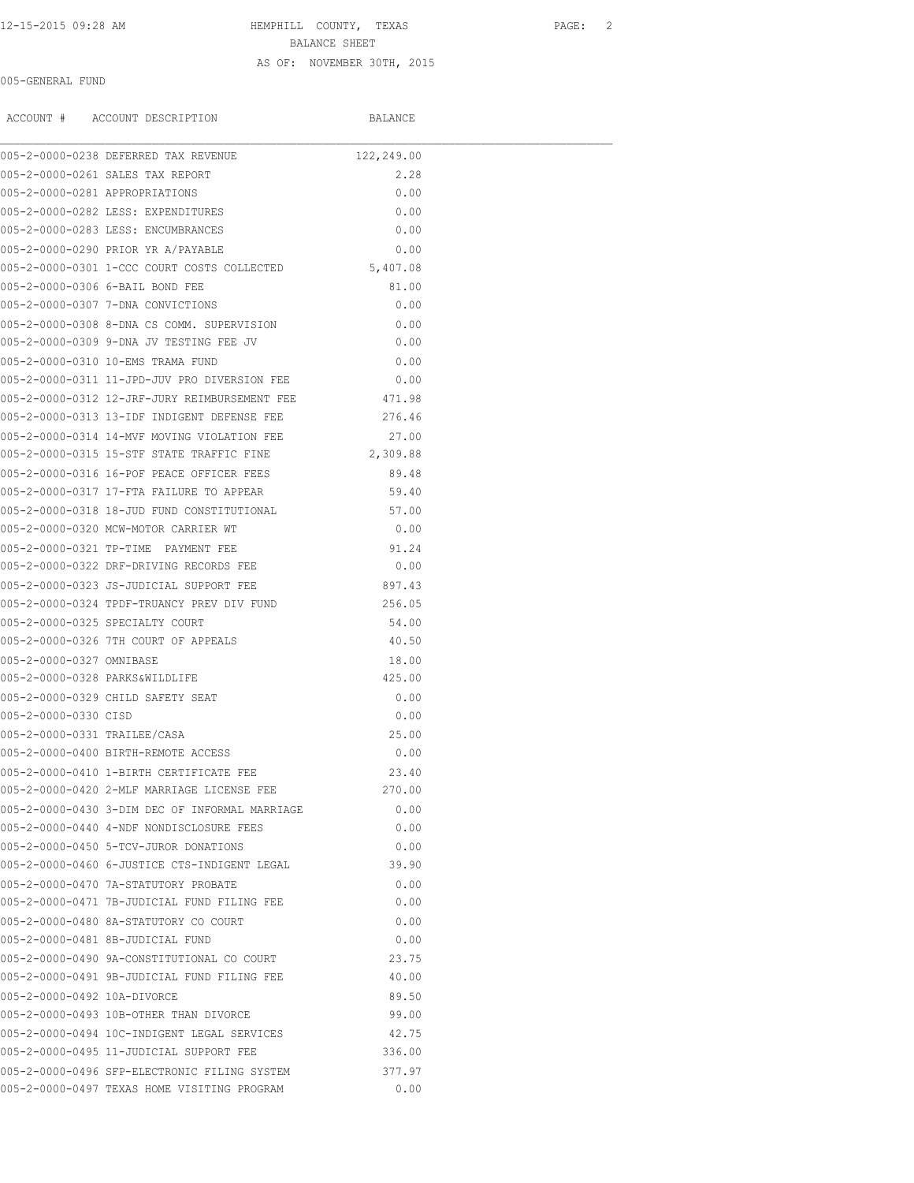HEMPHILL COUNTY, TEXAS

BALANCE SHEET

AS OF: NOVEMBER 30TH, 2015

005-GENERAL FUND

| ACCOUNT # | ACCOUNT DESCRIPTION | BALANCE |
|---|---|---|
| 005-2-0000-0238 | DEFERRED TAX REVENUE | 122,249.00 |
| 005-2-0000-0261 | SALES TAX REPORT | 2.28 |
| 005-2-0000-0281 | APPROPRIATIONS | 0.00 |
| 005-2-0000-0282 | LESS: EXPENDITURES | 0.00 |
| 005-2-0000-0283 | LESS: ENCUMBRANCES | 0.00 |
| 005-2-0000-0290 | PRIOR YR A/PAYABLE | 0.00 |
| 005-2-0000-0301 | 1-CCC COURT COSTS COLLECTED | 5,407.08 |
| 005-2-0000-0306 | 6-BAIL BOND FEE | 81.00 |
| 005-2-0000-0307 | 7-DNA CONVICTIONS | 0.00 |
| 005-2-0000-0308 | 8-DNA CS COMM. SUPERVISION | 0.00 |
| 005-2-0000-0309 | 9-DNA JV TESTING FEE JV | 0.00 |
| 005-2-0000-0310 | 10-EMS TRAMA FUND | 0.00 |
| 005-2-0000-0311 | 11-JPD-JUV PRO DIVERSION FEE | 0.00 |
| 005-2-0000-0312 | 12-JRF-JURY REIMBURSEMENT FEE | 471.98 |
| 005-2-0000-0313 | 13-IDF INDIGENT DEFENSE FEE | 276.46 |
| 005-2-0000-0314 | 14-MVF MOVING VIOLATION FEE | 27.00 |
| 005-2-0000-0315 | 15-STF STATE TRAFFIC FINE | 2,309.88 |
| 005-2-0000-0316 | 16-POF PEACE OFFICER FEES | 89.48 |
| 005-2-0000-0317 | 17-FTA FAILURE TO APPEAR | 59.40 |
| 005-2-0000-0318 | 18-JUD FUND CONSTITUTIONAL | 57.00 |
| 005-2-0000-0320 | MCW-MOTOR CARRIER WT | 0.00 |
| 005-2-0000-0321 | TP-TIME PAYMENT FEE | 91.24 |
| 005-2-0000-0322 | DRF-DRIVING RECORDS FEE | 0.00 |
| 005-2-0000-0323 | JS-JUDICIAL SUPPORT FEE | 897.43 |
| 005-2-0000-0324 | TPDF-TRUANCY PREV DIV FUND | 256.05 |
| 005-2-0000-0325 | SPECIALTY COURT | 54.00 |
| 005-2-0000-0326 | 7TH COURT OF APPEALS | 40.50 |
| 005-2-0000-0327 | OMNIBASE | 18.00 |
| 005-2-0000-0328 | PARKS&WILDLIFE | 425.00 |
| 005-2-0000-0329 | CHILD SAFETY SEAT | 0.00 |
| 005-2-0000-0330 | CISD | 0.00 |
| 005-2-0000-0331 | TRAILEE/CASA | 25.00 |
| 005-2-0000-0400 | BIRTH-REMOTE ACCESS | 0.00 |
| 005-2-0000-0410 | 1-BIRTH CERTIFICATE FEE | 23.40 |
| 005-2-0000-0420 | 2-MLF MARRIAGE LICENSE FEE | 270.00 |
| 005-2-0000-0430 | 3-DIM DEC OF INFORMAL MARRIAGE | 0.00 |
| 005-2-0000-0440 | 4-NDF NONDISCLOSURE FEES | 0.00 |
| 005-2-0000-0450 | 5-TCV-JUROR DONATIONS | 0.00 |
| 005-2-0000-0460 | 6-JUSTICE CTS-INDIGENT LEGAL | 39.90 |
| 005-2-0000-0470 | 7A-STATUTORY PROBATE | 0.00 |
| 005-2-0000-0471 | 7B-JUDICIAL FUND FILING FEE | 0.00 |
| 005-2-0000-0480 | 8A-STATUTORY CO COURT | 0.00 |
| 005-2-0000-0481 | 8B-JUDICIAL FUND | 0.00 |
| 005-2-0000-0490 | 9A-CONSTITUTIONAL CO COURT | 23.75 |
| 005-2-0000-0491 | 9B-JUDICIAL FUND FILING FEE | 40.00 |
| 005-2-0000-0492 | 10A-DIVORCE | 89.50 |
| 005-2-0000-0493 | 10B-OTHER THAN DIVORCE | 99.00 |
| 005-2-0000-0494 | 10C-INDIGENT LEGAL SERVICES | 42.75 |
| 005-2-0000-0495 | 11-JUDICIAL SUPPORT FEE | 336.00 |
| 005-2-0000-0496 | SFP-ELECTRONIC FILING SYSTEM | 377.97 |
| 005-2-0000-0497 | TEXAS HOME VISITING PROGRAM | 0.00 |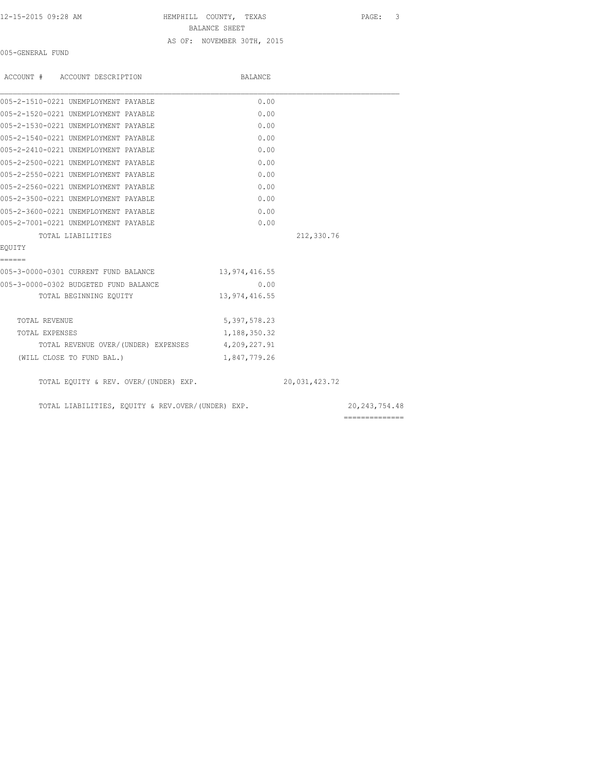BALANCE SHEET

AS OF: NOVEMBER 30TH, 2015

005-GENERAL FUND

| ACCOUNT # ACCOUNT DESCRIPTION | BALANCE | | |
|---|---|---|---|
| 005-2-1510-0221 UNEMPLOYMENT PAYABLE | 0.00 | | |
| 005-2-1520-0221 UNEMPLOYMENT PAYABLE | 0.00 | | |
| 005-2-1530-0221 UNEMPLOYMENT PAYABLE | 0.00 | | |
| 005-2-1540-0221 UNEMPLOYMENT PAYABLE | 0.00 | | |
| 005-2-2410-0221 UNEMPLOYMENT PAYABLE | 0.00 | | |
| 005-2-2500-0221 UNEMPLOYMENT PAYABLE | 0.00 | | |
| 005-2-2550-0221 UNEMPLOYMENT PAYABLE | 0.00 | | |
| 005-2-2560-0221 UNEMPLOYMENT PAYABLE | 0.00 | | |
| 005-2-3500-0221 UNEMPLOYMENT PAYABLE | 0.00 | | |
| 005-2-3600-0221 UNEMPLOYMENT PAYABLE | 0.00 | | |
| 005-2-7001-0221 UNEMPLOYMENT PAYABLE | 0.00 | | |
| TOTAL LIABILITIES | | 212,330.76 | |
| **EQUITY** | | | |
| 005-3-0000-0301 CURRENT FUND BALANCE | 13,974,416.55 | | |
| 005-3-0000-0302 BUDGETED FUND BALANCE | 0.00 | | |
| TOTAL BEGINNING EQUITY | 13,974,416.55 | | |
| TOTAL REVENUE | 5,397,578.23 | | |
| TOTAL EXPENSES | 1,188,350.32 | | |
| TOTAL REVENUE OVER/(UNDER) EXPENSES | 4,209,227.91 | | |
| (WILL CLOSE TO FUND BAL.) | 1,847,779.26 | | |
| TOTAL EQUITY & REV. OVER/(UNDER) EXP. | | 20,031,423.72 | |
| TOTAL LIABILITIES, EQUITY & REV.OVER/(UNDER) EXP. | | | 20,243,754.48 |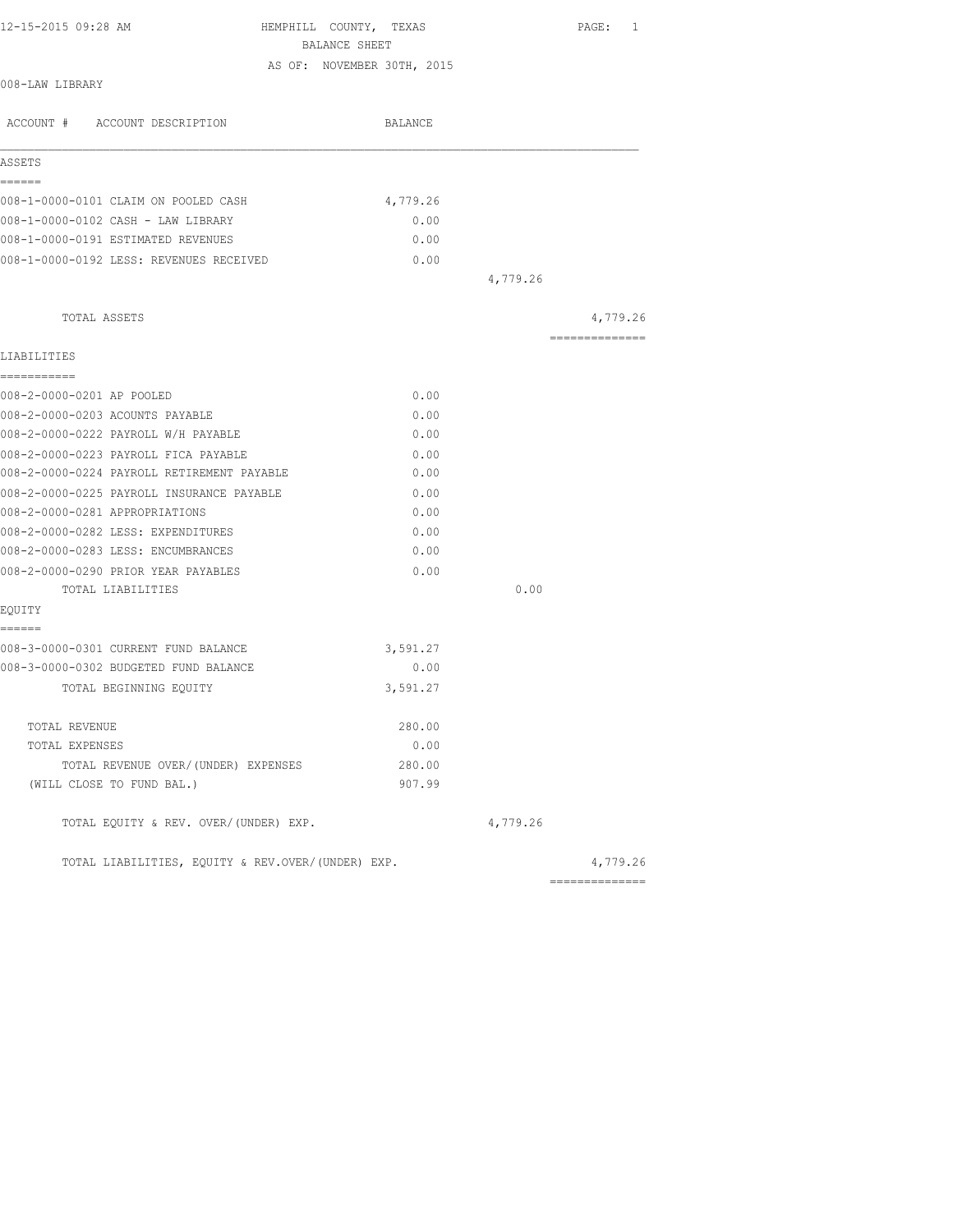12-15-2015 09:28 AM

# HEMPHILL COUNTY, TEXAS

## BALANCE SHEET

AS OF: NOVEMBER 30TH, 2015

008-LAW LIBRARY

| ACCOUNT # ACCOUNT DESCRIPTION | BALANCE | | |
|---|---|---|---|
| **ASSETS** | | | |
| 008-1-0000-0101 CLAIM ON POOLED CASH | 4,779.26 | | |
| 008-1-0000-0102 CASH - LAW LIBRARY | 0.00 | | |
| 008-1-0000-0191 ESTIMATED REVENUES | 0.00 | | |
| 008-1-0000-0192 LESS: REVENUES RECEIVED | 0.00 | | |
| | | 4,779.26 | |
| TOTAL ASSETS | | | 4,779.26 |
| **LIABILITIES** | | | |
| 008-2-0000-0201 AP POOLED | 0.00 | | |
| 008-2-0000-0203 ACOUNTS PAYABLE | 0.00 | | |
| 008-2-0000-0222 PAYROLL W/H PAYABLE | 0.00 | | |
| 008-2-0000-0223 PAYROLL FICA PAYABLE | 0.00 | | |
| 008-2-0000-0224 PAYROLL RETIREMENT PAYABLE | 0.00 | | |
| 008-2-0000-0225 PAYROLL INSURANCE PAYABLE | 0.00 | | |
| 008-2-0000-0281 APPROPRIATIONS | 0.00 | | |
| 008-2-0000-0282 LESS: EXPENDITURES | 0.00 | | |
| 008-2-0000-0283 LESS: ENCUMBRANCES | 0.00 | | |
| 008-2-0000-0290 PRIOR YEAR PAYABLES | 0.00 | | |
| TOTAL LIABILITIES | | 0.00 | |
| **EQUITY** | | | |
| 008-3-0000-0301 CURRENT FUND BALANCE | 3,591.27 | | |
| 008-3-0000-0302 BUDGETED FUND BALANCE | 0.00 | | |
| TOTAL BEGINNING EQUITY | 3,591.27 | | |
| TOTAL REVENUE | 280.00 | | |
| TOTAL EXPENSES | 0.00 | | |
| TOTAL REVENUE OVER/(UNDER) EXPENSES | 280.00 | | |
| (WILL CLOSE TO FUND BAL.) | 907.99 | | |
| TOTAL EQUITY & REV. OVER/(UNDER) EXP. | | 4,779.26 | |
| TOTAL LIABILITIES, EQUITY & REV.OVER/(UNDER) EXP. | | | 4,779.26 |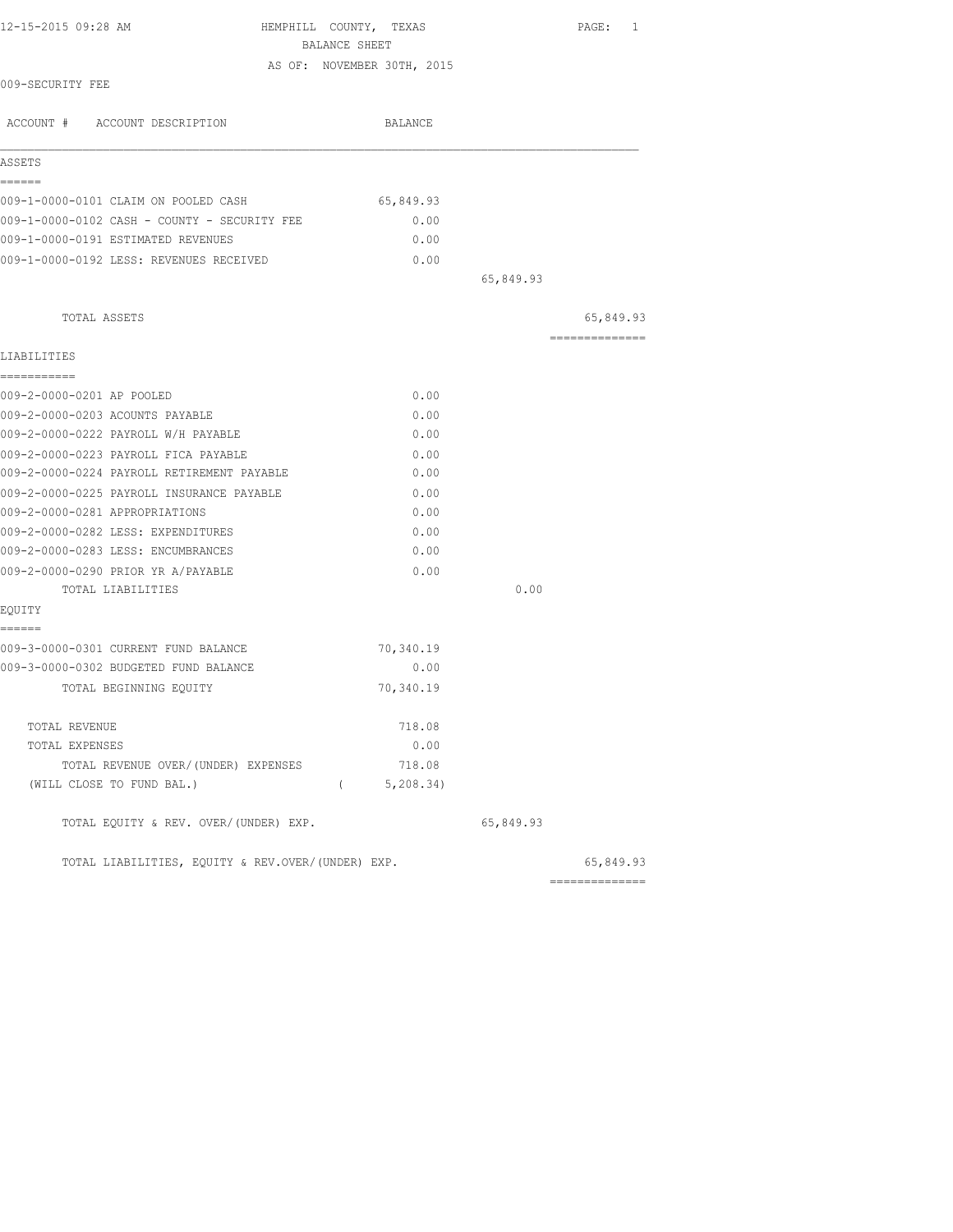HEMPHILL COUNTY, TEXAS
BALANCE SHEET
AS OF: NOVEMBER 30TH, 2015

12-15-2015 09:28 AM

009-SECURITY FEE

| ACCOUNT # ACCOUNT DESCRIPTION | BALANCE | | |
|---|---|---|---|
| **ASSETS** | | | |
| 009-1-0000-0101 CLAIM ON POOLED CASH | 65,849.93 | | |
| 009-1-0000-0102 CASH - COUNTY - SECURITY FEE | 0.00 | | |
| 009-1-0000-0191 ESTIMATED REVENUES | 0.00 | | |
| 009-1-0000-0192 LESS: REVENUES RECEIVED | 0.00 | | |
| | | 65,849.93 | |
| TOTAL ASSETS | | | 65,849.93 |
| **LIABILITIES** | | | |
| 009-2-0000-0201 AP POOLED | 0.00 | | |
| 009-2-0000-0203 ACOUNTS PAYABLE | 0.00 | | |
| 009-2-0000-0222 PAYROLL W/H PAYABLE | 0.00 | | |
| 009-2-0000-0223 PAYROLL FICA PAYABLE | 0.00 | | |
| 009-2-0000-0224 PAYROLL RETIREMENT PAYABLE | 0.00 | | |
| 009-2-0000-0225 PAYROLL INSURANCE PAYABLE | 0.00 | | |
| 009-2-0000-0281 APPROPRIATIONS | 0.00 | | |
| 009-2-0000-0282 LESS: EXPENDITURES | 0.00 | | |
| 009-2-0000-0283 LESS: ENCUMBRANCES | 0.00 | | |
| 009-2-0000-0290 PRIOR YR A/PAYABLE | 0.00 | | |
| TOTAL LIABILITIES | | 0.00 | |
| **EQUITY** | | | |
| 009-3-0000-0301 CURRENT FUND BALANCE | 70,340.19 | | |
| 009-3-0000-0302 BUDGETED FUND BALANCE | 0.00 | | |
| TOTAL BEGINNING EQUITY | 70,340.19 | | |
| TOTAL REVENUE | 718.08 | | |
| TOTAL EXPENSES | 0.00 | | |
| TOTAL REVENUE OVER/(UNDER) EXPENSES | 718.08 | | |
| (WILL CLOSE TO FUND BAL.) | ( 5,208.34) | | |
| TOTAL EQUITY & REV. OVER/(UNDER) EXP. | | 65,849.93 | |
| TOTAL LIABILITIES, EQUITY & REV.OVER/(UNDER) EXP. | | | 65,849.93 |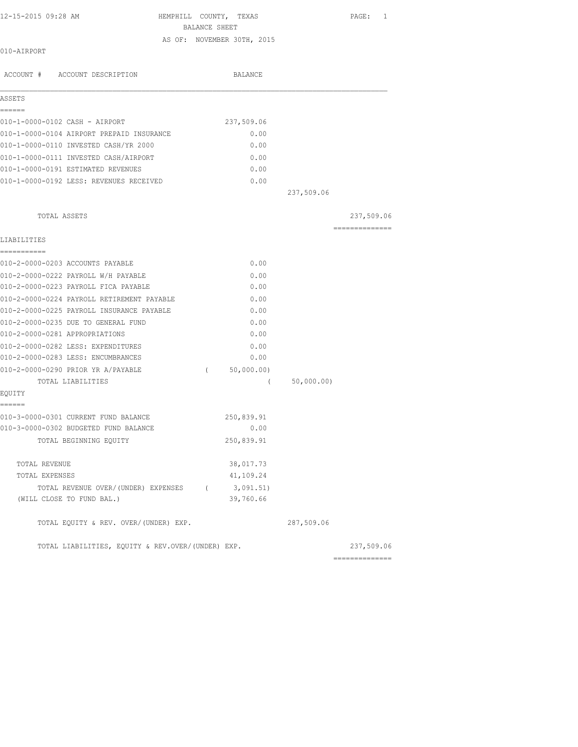12-15-2015 09:28 AM

# HEMPHILL COUNTY, TEXAS
## BALANCE SHEET
### AS OF: NOVEMBER 30TH, 2015

010-AIRPORT

| ACCOUNT # ACCOUNT DESCRIPTION | BALANCE | | |
|---|---|---|---|
| **ASSETS** | | | |
| 010-1-0000-0102 CASH - AIRPORT | 237,509.06 | | |
| 010-1-0000-0104 AIRPORT PREPAID INSURANCE | 0.00 | | |
| 010-1-0000-0110 INVESTED CASH/YR 2000 | 0.00 | | |
| 010-1-0000-0111 INVESTED CASH/AIRPORT | 0.00 | | |
| 010-1-0000-0191 ESTIMATED REVENUES | 0.00 | | |
| 010-1-0000-0192 LESS: REVENUES RECEIVED | 0.00 | | |
| | | 237,509.06 | |
| TOTAL ASSETS | | | 237,509.06 |
| **LIABILITIES** | | | |
| 010-2-0000-0203 ACCOUNTS PAYABLE | 0.00 | | |
| 010-2-0000-0222 PAYROLL W/H PAYABLE | 0.00 | | |
| 010-2-0000-0223 PAYROLL FICA PAYABLE | 0.00 | | |
| 010-2-0000-0224 PAYROLL RETIREMENT PAYABLE | 0.00 | | |
| 010-2-0000-0225 PAYROLL INSURANCE PAYABLE | 0.00 | | |
| 010-2-0000-0235 DUE TO GENERAL FUND | 0.00 | | |
| 010-2-0000-0281 APPROPRIATIONS | 0.00 | | |
| 010-2-0000-0282 LESS: EXPENDITURES | 0.00 | | |
| 010-2-0000-0283 LESS: ENCUMBRANCES | 0.00 | | |
| 010-2-0000-0290 PRIOR YR A/PAYABLE | ( 50,000.00) | | |
| TOTAL LIABILITIES | | ( 50,000.00) | |
| **EQUITY** | | | |
| 010-3-0000-0301 CURRENT FUND BALANCE | 250,839.91 | | |
| 010-3-0000-0302 BUDGETED FUND BALANCE | 0.00 | | |
| TOTAL BEGINNING EQUITY | 250,839.91 | | |
| TOTAL REVENUE | 38,017.73 | | |
| TOTAL EXPENSES | 41,109.24 | | |
| TOTAL REVENUE OVER/(UNDER) EXPENSES | ( 3,091.51) | | |
| (WILL CLOSE TO FUND BAL.) | 39,760.66 | | |
| TOTAL EQUITY & REV. OVER/(UNDER) EXP. | | 287,509.06 | |
| TOTAL LIABILITIES, EQUITY & REV.OVER/(UNDER) EXP. | | | 237,509.06 |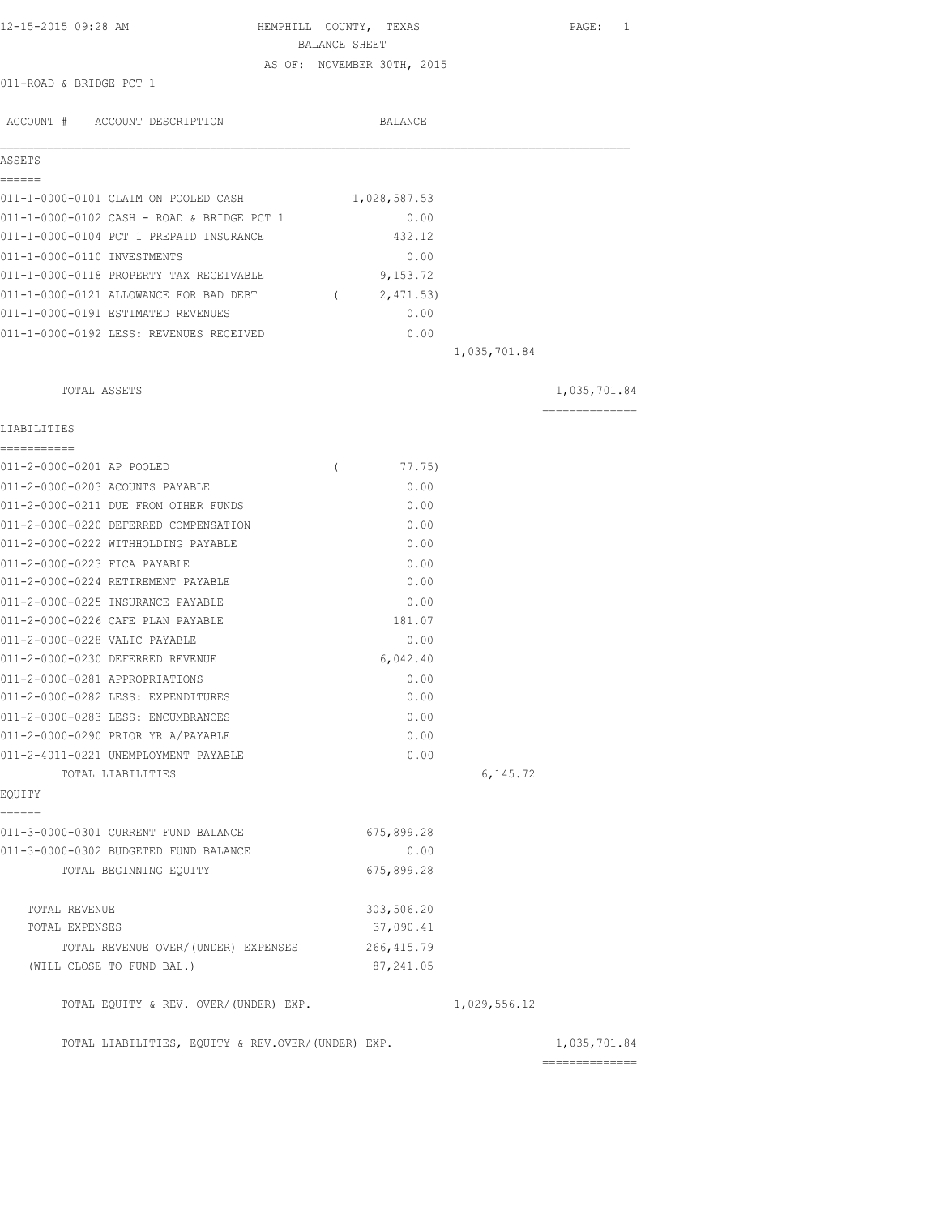12-15-2015 09:28 AM HEMPHILL COUNTY, TEXAS

BALANCE SHEET

AS OF: NOVEMBER 30TH, 2015

011-ROAD & BRIDGE PCT 1

| ACCOUNT # | ACCOUNT DESCRIPTION | BALANCE | | |
|---|---|---|---|---|
| **ASSETS** | | | | |
| 011-1-0000-0101 | CLAIM ON POOLED CASH | 1,028,587.53 | | |
| 011-1-0000-0102 | CASH - ROAD & BRIDGE PCT 1 | 0.00 | | |
| 011-1-0000-0104 | PCT 1 PREPAID INSURANCE | 432.12 | | |
| 011-1-0000-0110 | INVESTMENTS | 0.00 | | |
| 011-1-0000-0118 | PROPERTY TAX RECEIVABLE | 9,153.72 | | |
| 011-1-0000-0121 | ALLOWANCE FOR BAD DEBT | ( 2,471.53) | | |
| 011-1-0000-0191 | ESTIMATED REVENUES | 0.00 | | |
| 011-1-0000-0192 | LESS: REVENUES RECEIVED | 0.00 | | |
| | | | 1,035,701.84 | |
| | TOTAL ASSETS | | | 1,035,701.84 |
| **LIABILITIES** | | | | |
| 011-2-0000-0201 | AP POOLED | ( 77.75) | | |
| 011-2-0000-0203 | ACOUNTS PAYABLE | 0.00 | | |
| 011-2-0000-0211 | DUE FROM OTHER FUNDS | 0.00 | | |
| 011-2-0000-0220 | DEFERRED COMPENSATION | 0.00 | | |
| 011-2-0000-0222 | WITHHOLDING PAYABLE | 0.00 | | |
| 011-2-0000-0223 | FICA PAYABLE | 0.00 | | |
| 011-2-0000-0224 | RETIREMENT PAYABLE | 0.00 | | |
| 011-2-0000-0225 | INSURANCE PAYABLE | 0.00 | | |
| 011-2-0000-0226 | CAFE PLAN PAYABLE | 181.07 | | |
| 011-2-0000-0228 | VALIC PAYABLE | 0.00 | | |
| 011-2-0000-0230 | DEFERRED REVENUE | 6,042.40 | | |
| 011-2-0000-0281 | APPROPRIATIONS | 0.00 | | |
| 011-2-0000-0282 | LESS: EXPENDITURES | 0.00 | | |
| 011-2-0000-0283 | LESS: ENCUMBRANCES | 0.00 | | |
| 011-2-0000-0290 | PRIOR YR A/PAYABLE | 0.00 | | |
| 011-2-4011-0221 | UNEMPLOYMENT PAYABLE | 0.00 | | |
| | TOTAL LIABILITIES | | 6,145.72 | |
| **EQUITY** | | | | |
| 011-3-0000-0301 | CURRENT FUND BALANCE | 675,899.28 | | |
| 011-3-0000-0302 | BUDGETED FUND BALANCE | 0.00 | | |
| | TOTAL BEGINNING EQUITY | 675,899.28 | | |
| | TOTAL REVENUE | 303,506.20 | | |
| | TOTAL EXPENSES | 37,090.41 | | |
| | TOTAL REVENUE OVER/(UNDER) EXPENSES | 266,415.79 | | |
| | (WILL CLOSE TO FUND BAL.) | 87,241.05 | | |
| | TOTAL EQUITY & REV. OVER/(UNDER) EXP. | | 1,029,556.12 | |
| | TOTAL LIABILITIES, EQUITY & REV.OVER/(UNDER) EXP. | | | 1,035,701.84 |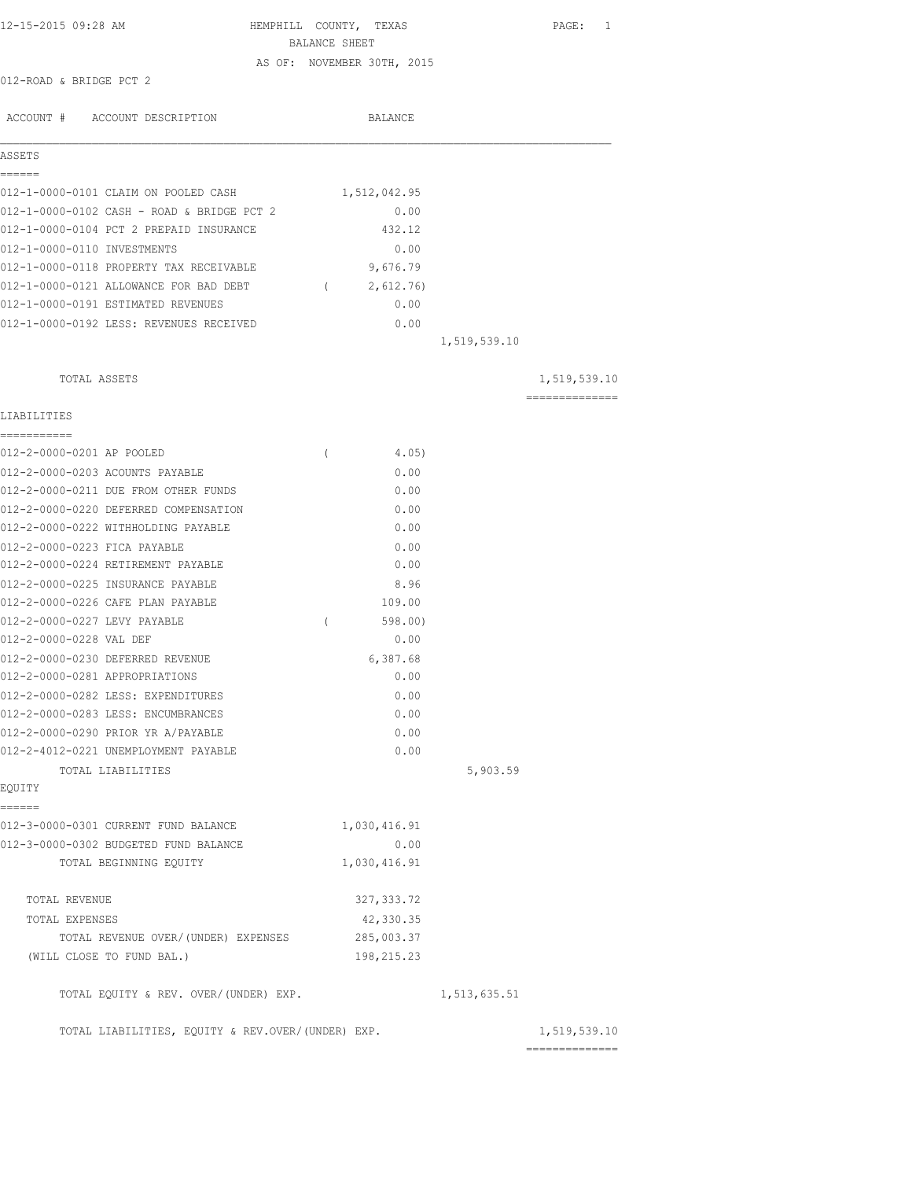12-15-2015 09:28 AM

# HEMPHILL COUNTY, TEXAS

## BALANCE SHEET

AS OF: NOVEMBER 30TH, 2015

012-ROAD & BRIDGE PCT 2

| ACCOUNT # | ACCOUNT DESCRIPTION | BALANCE | | |
|---|---|---|---|---|
| **ASSETS** | | | | |
| 012-1-0000-0101 | CLAIM ON POOLED CASH | 1,512,042.95 | | |
| 012-1-0000-0102 | CASH - ROAD & BRIDGE PCT 2 | 0.00 | | |
| 012-1-0000-0104 | PCT 2 PREPAID INSURANCE | 432.12 | | |
| 012-1-0000-0110 | INVESTMENTS | 0.00 | | |
| 012-1-0000-0118 | PROPERTY TAX RECEIVABLE | 9,676.79 | | |
| 012-1-0000-0121 | ALLOWANCE FOR BAD DEBT | ( 2,612.76) | | |
| 012-1-0000-0191 | ESTIMATED REVENUES | 0.00 | | |
| 012-1-0000-0192 | LESS: REVENUES RECEIVED | 0.00 | | |
| | | | 1,519,539.10 | |
| | TOTAL ASSETS | | | 1,519,539.10 |
| **LIABILITIES** | | | | |
| 012-2-0000-0201 | AP POOLED | ( 4.05) | | |
| 012-2-0000-0203 | ACOUNTS PAYABLE | 0.00 | | |
| 012-2-0000-0211 | DUE FROM OTHER FUNDS | 0.00 | | |
| 012-2-0000-0220 | DEFERRED COMPENSATION | 0.00 | | |
| 012-2-0000-0222 | WITHHOLDING PAYABLE | 0.00 | | |
| 012-2-0000-0223 | FICA PAYABLE | 0.00 | | |
| 012-2-0000-0224 | RETIREMENT PAYABLE | 0.00 | | |
| 012-2-0000-0225 | INSURANCE PAYABLE | 8.96 | | |
| 012-2-0000-0226 | CAFE PLAN PAYABLE | 109.00 | | |
| 012-2-0000-0227 | LEVY PAYABLE | ( 598.00) | | |
| 012-2-0000-0228 | VAL DEF | 0.00 | | |
| 012-2-0000-0230 | DEFERRED REVENUE | 6,387.68 | | |
| 012-2-0000-0281 | APPROPRIATIONS | 0.00 | | |
| 012-2-0000-0282 | LESS: EXPENDITURES | 0.00 | | |
| 012-2-0000-0283 | LESS: ENCUMBRANCES | 0.00 | | |
| 012-2-0000-0290 | PRIOR YR A/PAYABLE | 0.00 | | |
| 012-2-4012-0221 | UNEMPLOYMENT PAYABLE | 0.00 | | |
| | TOTAL LIABILITIES | | 5,903.59 | |
| **EQUITY** | | | | |
| 012-3-0000-0301 | CURRENT FUND BALANCE | 1,030,416.91 | | |
| 012-3-0000-0302 | BUDGETED FUND BALANCE | 0.00 | | |
| | TOTAL BEGINNING EQUITY | 1,030,416.91 | | |
| | TOTAL REVENUE | 327,333.72 | | |
| | TOTAL EXPENSES | 42,330.35 | | |
| | TOTAL REVENUE OVER/(UNDER) EXPENSES | 285,003.37 | | |
| | (WILL CLOSE TO FUND BAL.) | 198,215.23 | | |
| | TOTAL EQUITY & REV. OVER/(UNDER) EXP. | | 1,513,635.51 | |
| | TOTAL LIABILITIES, EQUITY & REV.OVER/(UNDER) EXP. | | | 1,519,539.10 |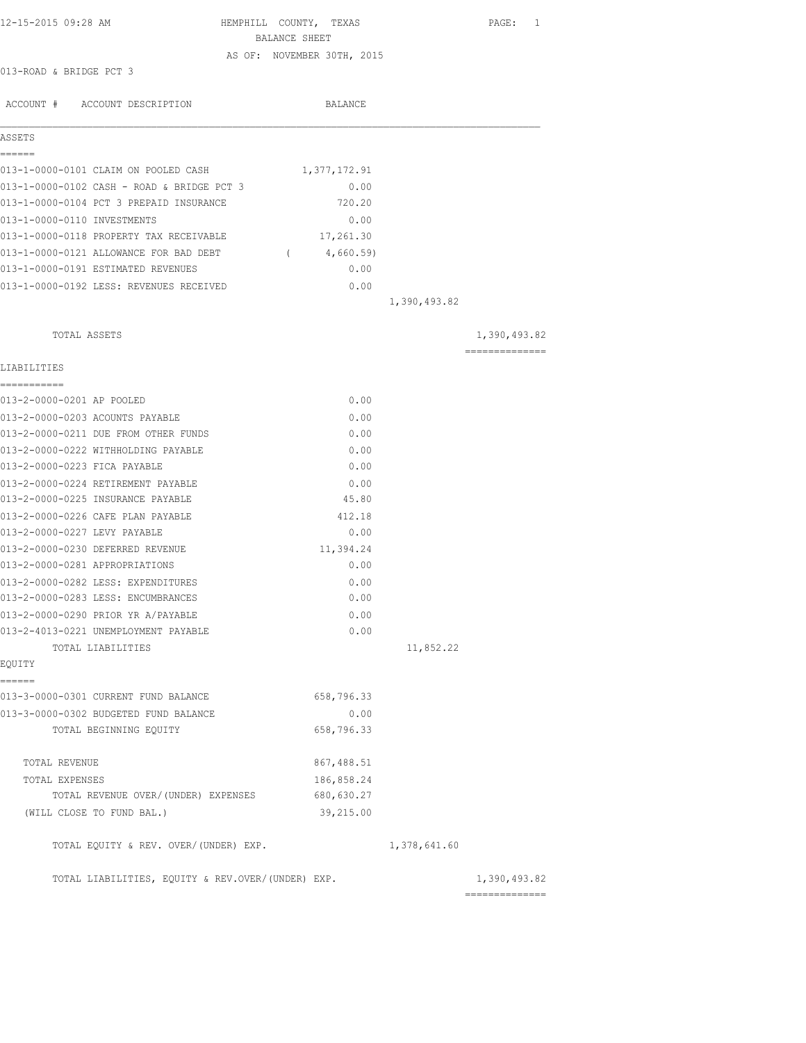12-15-2015 09:28 AM HEMPHILL COUNTY, TEXAS

BALANCE SHEET

AS OF: NOVEMBER 30TH, 2015

013-ROAD & BRIDGE PCT 3

| ACCOUNT # ACCOUNT DESCRIPTION | BALANCE | | |
|---|---|---|---|
| **ASSETS** | | | |
| 013-1-0000-0101 CLAIM ON POOLED CASH | 1,377,172.91 | | |
| 013-1-0000-0102 CASH - ROAD & BRIDGE PCT 3 | 0.00 | | |
| 013-1-0000-0104 PCT 3 PREPAID INSURANCE | 720.20 | | |
| 013-1-0000-0110 INVESTMENTS | 0.00 | | |
| 013-1-0000-0118 PROPERTY TAX RECEIVABLE | 17,261.30 | | |
| 013-1-0000-0121 ALLOWANCE FOR BAD DEBT | ( 4,660.59) | | |
| 013-1-0000-0191 ESTIMATED REVENUES | 0.00 | | |
| 013-1-0000-0192 LESS: REVENUES RECEIVED | 0.00 | | |
| | | 1,390,493.82 | |
| TOTAL ASSETS | | | 1,390,493.82 |
| **LIABILITIES** | | | |
| 013-2-0000-0201 AP POOLED | 0.00 | | |
| 013-2-0000-0203 ACOUNTS PAYABLE | 0.00 | | |
| 013-2-0000-0211 DUE FROM OTHER FUNDS | 0.00 | | |
| 013-2-0000-0222 WITHHOLDING PAYABLE | 0.00 | | |
| 013-2-0000-0223 FICA PAYABLE | 0.00 | | |
| 013-2-0000-0224 RETIREMENT PAYABLE | 0.00 | | |
| 013-2-0000-0225 INSURANCE PAYABLE | 45.80 | | |
| 013-2-0000-0226 CAFE PLAN PAYABLE | 412.18 | | |
| 013-2-0000-0227 LEVY PAYABLE | 0.00 | | |
| 013-2-0000-0230 DEFERRED REVENUE | 11,394.24 | | |
| 013-2-0000-0281 APPROPRIATIONS | 0.00 | | |
| 013-2-0000-0282 LESS: EXPENDITURES | 0.00 | | |
| 013-2-0000-0283 LESS: ENCUMBRANCES | 0.00 | | |
| 013-2-0000-0290 PRIOR YR A/PAYABLE | 0.00 | | |
| 013-2-4013-0221 UNEMPLOYMENT PAYABLE | 0.00 | | |
| TOTAL LIABILITIES | | 11,852.22 | |
| **EQUITY** | | | |
| 013-3-0000-0301 CURRENT FUND BALANCE | 658,796.33 | | |
| 013-3-0000-0302 BUDGETED FUND BALANCE | 0.00 | | |
| TOTAL BEGINNING EQUITY | 658,796.33 | | |
| TOTAL REVENUE | 867,488.51 | | |
| TOTAL EXPENSES | 186,858.24 | | |
| TOTAL REVENUE OVER/(UNDER) EXPENSES | 680,630.27 | | |
| (WILL CLOSE TO FUND BAL.) | 39,215.00 | | |
| TOTAL EQUITY & REV. OVER/(UNDER) EXP. | | 1,378,641.60 | |
| TOTAL LIABILITIES, EQUITY & REV.OVER/(UNDER) EXP. | | | 1,390,493.82 |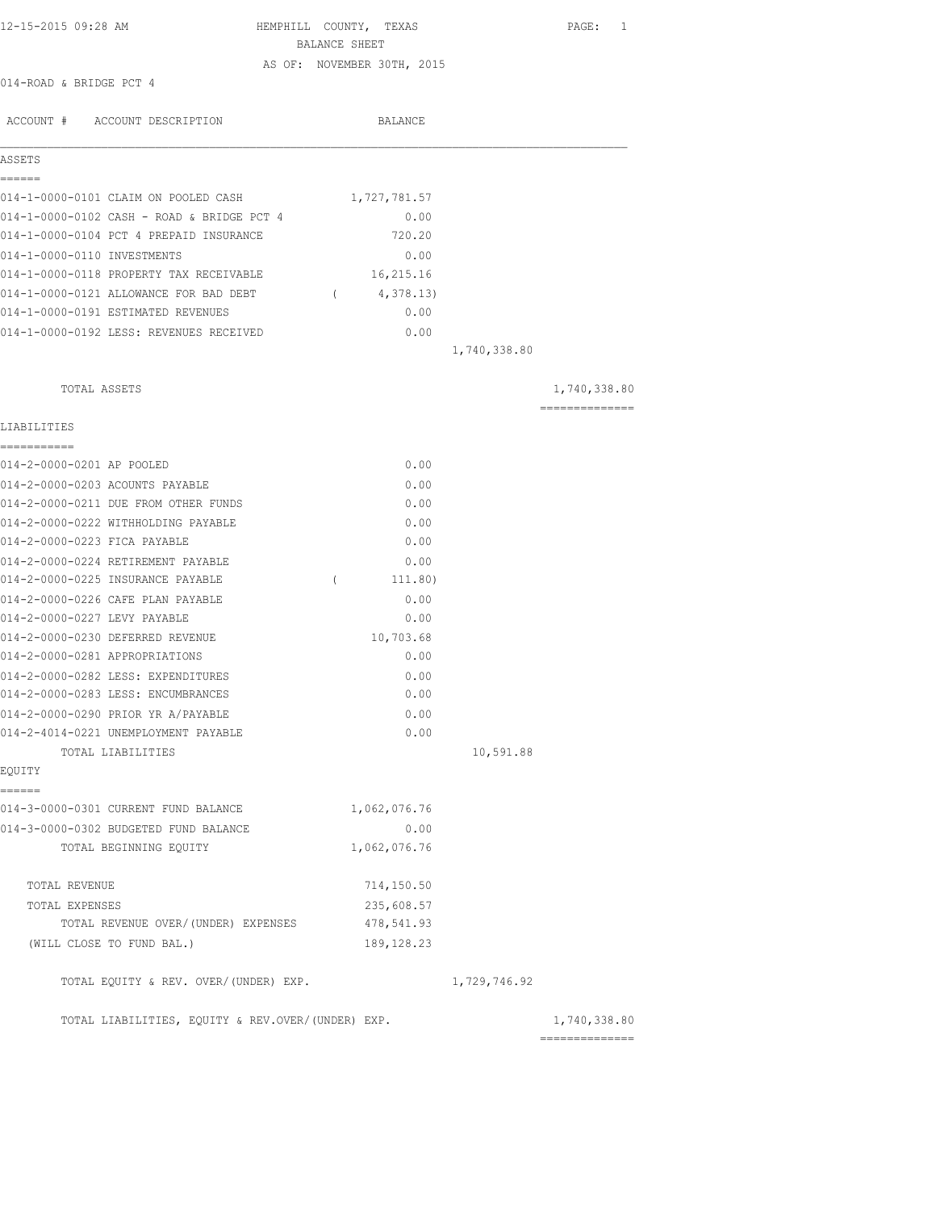12-15-2015 09:28 AM

# HEMPHILL COUNTY, TEXAS

## BALANCE SHEET

AS OF: NOVEMBER 30TH, 2015

014-ROAD & BRIDGE PCT 4

| ACCOUNT # | ACCOUNT DESCRIPTION | BALANCE | | |
|---|---|---|---|---|
| **ASSETS** | | | | |
| 014-1-0000-0101 | CLAIM ON POOLED CASH | 1,727,781.57 | | |
| 014-1-0000-0102 | CASH - ROAD & BRIDGE PCT 4 | 0.00 | | |
| 014-1-0000-0104 | PCT 4 PREPAID INSURANCE | 720.20 | | |
| 014-1-0000-0110 | INVESTMENTS | 0.00 | | |
| 014-1-0000-0118 | PROPERTY TAX RECEIVABLE | 16,215.16 | | |
| 014-1-0000-0121 | ALLOWANCE FOR BAD DEBT | ( 4,378.13) | | |
| 014-1-0000-0191 | ESTIMATED REVENUES | 0.00 | | |
| 014-1-0000-0192 | LESS: REVENUES RECEIVED | 0.00 | | |
| | | | 1,740,338.80 | |
| | TOTAL ASSETS | | | 1,740,338.80 |
| **LIABILITIES** | | | | |
| 014-2-0000-0201 | AP POOLED | 0.00 | | |
| 014-2-0000-0203 | ACOUNTS PAYABLE | 0.00 | | |
| 014-2-0000-0211 | DUE FROM OTHER FUNDS | 0.00 | | |
| 014-2-0000-0222 | WITHHOLDING PAYABLE | 0.00 | | |
| 014-2-0000-0223 | FICA PAYABLE | 0.00 | | |
| 014-2-0000-0224 | RETIREMENT PAYABLE | 0.00 | | |
| 014-2-0000-0225 | INSURANCE PAYABLE | ( 111.80) | | |
| 014-2-0000-0226 | CAFE PLAN PAYABLE | 0.00 | | |
| 014-2-0000-0227 | LEVY PAYABLE | 0.00 | | |
| 014-2-0000-0230 | DEFERRED REVENUE | 10,703.68 | | |
| 014-2-0000-0281 | APPROPRIATIONS | 0.00 | | |
| 014-2-0000-0282 | LESS: EXPENDITURES | 0.00 | | |
| 014-2-0000-0283 | LESS: ENCUMBRANCES | 0.00 | | |
| 014-2-0000-0290 | PRIOR YR A/PAYABLE | 0.00 | | |
| 014-2-4014-0221 | UNEMPLOYMENT PAYABLE | 0.00 | | |
| | TOTAL LIABILITIES | | 10,591.88 | |
| **EQUITY** | | | | |
| 014-3-0000-0301 | CURRENT FUND BALANCE | 1,062,076.76 | | |
| 014-3-0000-0302 | BUDGETED FUND BALANCE | 0.00 | | |
| | TOTAL BEGINNING EQUITY | 1,062,076.76 | | |
| | TOTAL REVENUE | 714,150.50 | | |
| | TOTAL EXPENSES | 235,608.57 | | |
| | TOTAL REVENUE OVER/(UNDER) EXPENSES | 478,541.93 | | |
| | (WILL CLOSE TO FUND BAL.) | 189,128.23 | | |
| | TOTAL EQUITY & REV. OVER/(UNDER) EXP. | | 1,729,746.92 | |
| | TOTAL LIABILITIES, EQUITY & REV.OVER/(UNDER) EXP. | | | 1,740,338.80 |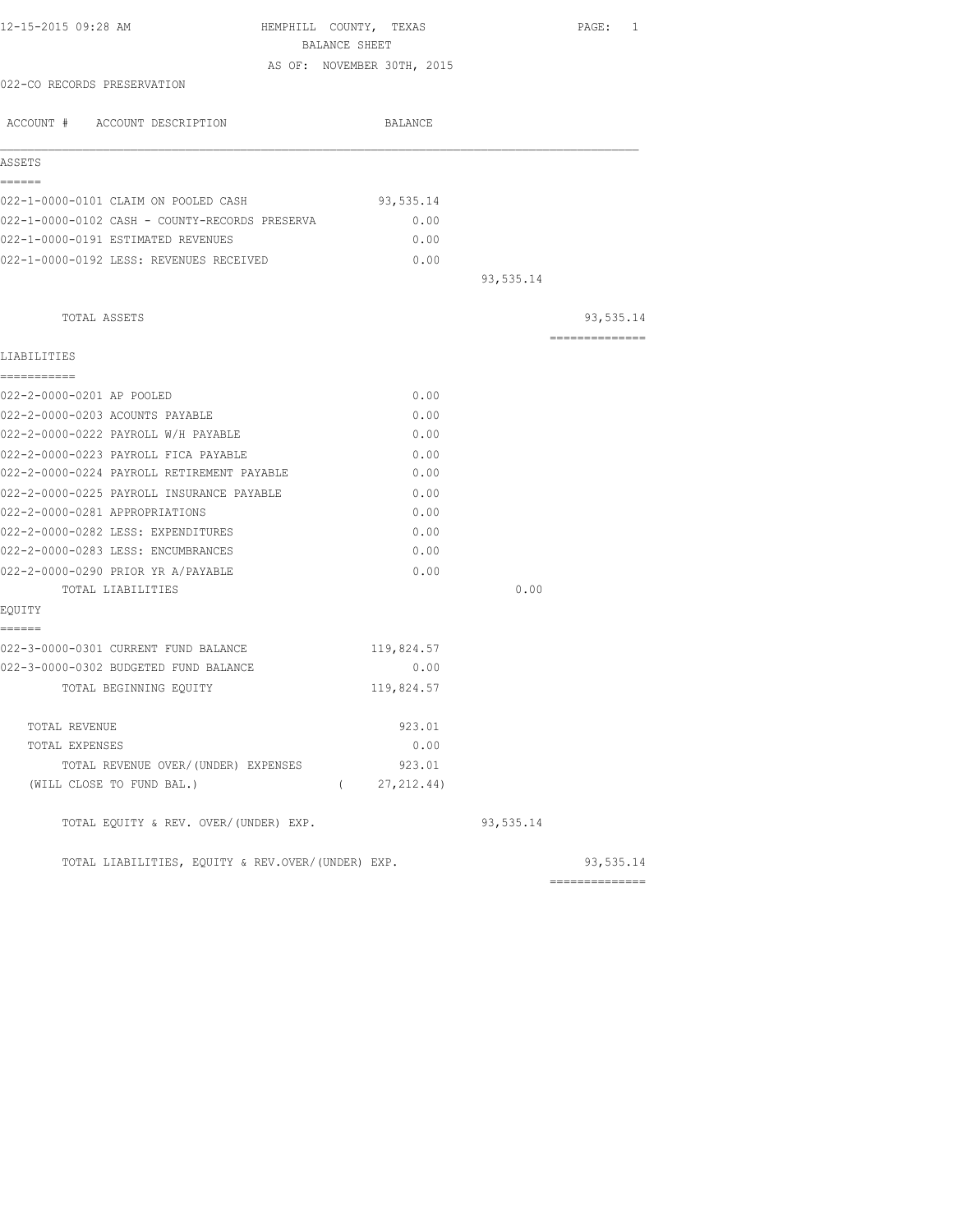HEMPHILL COUNTY, TEXAS

BALANCE SHEET

AS OF: NOVEMBER 30TH, 2015

022-CO RECORDS PRESERVATION

| ACCOUNT # ACCOUNT DESCRIPTION | BALANCE | | |
|---|---|---|---|
| **ASSETS** | | | |
| 022-1-0000-0101 CLAIM ON POOLED CASH | 93,535.14 | | |
| 022-1-0000-0102 CASH - COUNTY-RECORDS PRESERVA | 0.00 | | |
| 022-1-0000-0191 ESTIMATED REVENUES | 0.00 | | |
| 022-1-0000-0192 LESS: REVENUES RECEIVED | 0.00 | | |
| | | 93,535.14 | |
| TOTAL ASSETS | | | 93,535.14 |
| **LIABILITIES** | | | |
| 022-2-0000-0201 AP POOLED | 0.00 | | |
| 022-2-0000-0203 ACOUNTS PAYABLE | 0.00 | | |
| 022-2-0000-0222 PAYROLL W/H PAYABLE | 0.00 | | |
| 022-2-0000-0223 PAYROLL FICA PAYABLE | 0.00 | | |
| 022-2-0000-0224 PAYROLL RETIREMENT PAYABLE | 0.00 | | |
| 022-2-0000-0225 PAYROLL INSURANCE PAYABLE | 0.00 | | |
| 022-2-0000-0281 APPROPRIATIONS | 0.00 | | |
| 022-2-0000-0282 LESS: EXPENDITURES | 0.00 | | |
| 022-2-0000-0283 LESS: ENCUMBRANCES | 0.00 | | |
| 022-2-0000-0290 PRIOR YR A/PAYABLE | 0.00 | | |
| TOTAL LIABILITIES | | 0.00 | |
| **EQUITY** | | | |
| 022-3-0000-0301 CURRENT FUND BALANCE | 119,824.57 | | |
| 022-3-0000-0302 BUDGETED FUND BALANCE | 0.00 | | |
| TOTAL BEGINNING EQUITY | 119,824.57 | | |
| TOTAL REVENUE | 923.01 | | |
| TOTAL EXPENSES | 0.00 | | |
| TOTAL REVENUE OVER/(UNDER) EXPENSES | 923.01 | | |
| (WILL CLOSE TO FUND BAL.) | ( 27,212.44) | | |
| TOTAL EQUITY & REV. OVER/(UNDER) EXP. | | 93,535.14 | |
| TOTAL LIABILITIES, EQUITY & REV.OVER/(UNDER) EXP. | | | 93,535.14 |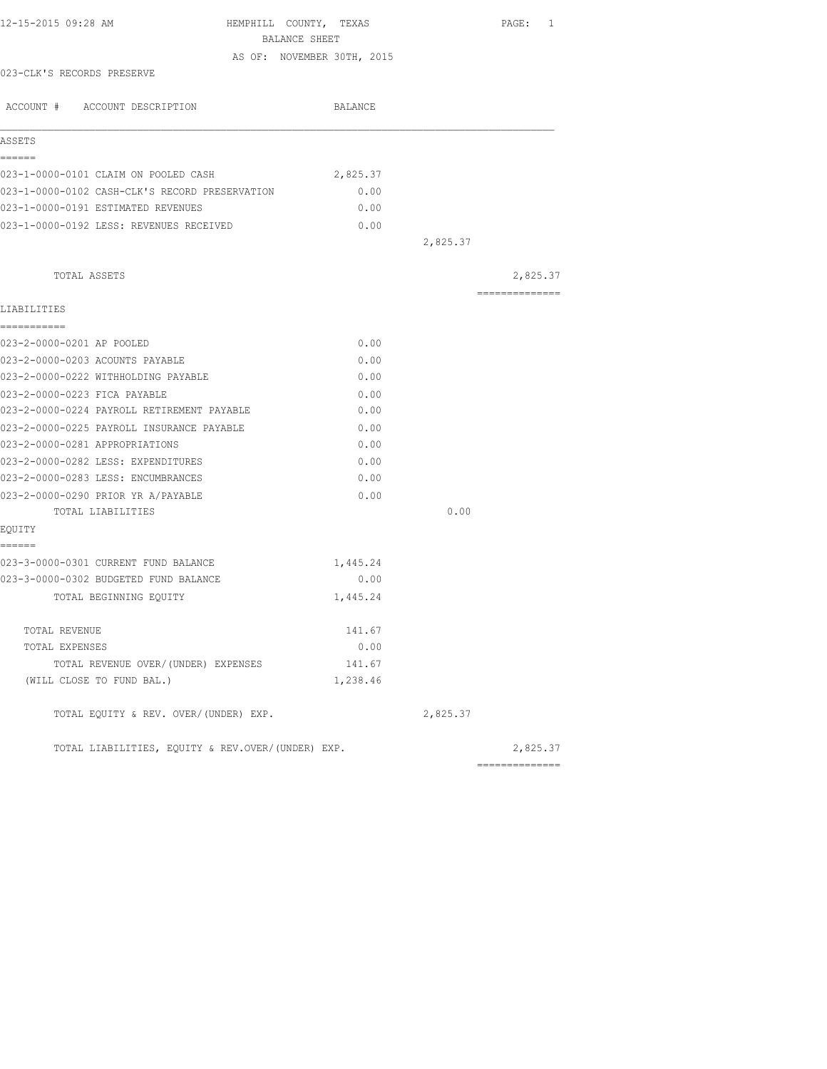12-15-2015 09:28 AM HEMPHILL COUNTY, TEXAS

BALANCE SHEET

AS OF: NOVEMBER 30TH, 2015

023-CLK'S RECORDS PRESERVE

| ACCOUNT # ACCOUNT DESCRIPTION | BALANCE | | |
|---|---|---|---|
| **ASSETS** | | | |
| 023-1-0000-0101 CLAIM ON POOLED CASH | 2,825.37 | | |
| 023-1-0000-0102 CASH-CLK'S RECORD PRESERVATION | 0.00 | | |
| 023-1-0000-0191 ESTIMATED REVENUES | 0.00 | | |
| 023-1-0000-0192 LESS: REVENUES RECEIVED | 0.00 | | |
| | | 2,825.37 | |
| TOTAL ASSETS | | | 2,825.37 |
| **LIABILITIES** | | | |
| 023-2-0000-0201 AP POOLED | 0.00 | | |
| 023-2-0000-0203 ACOUNTS PAYABLE | 0.00 | | |
| 023-2-0000-0222 WITHHOLDING PAYABLE | 0.00 | | |
| 023-2-0000-0223 FICA PAYABLE | 0.00 | | |
| 023-2-0000-0224 PAYROLL RETIREMENT PAYABLE | 0.00 | | |
| 023-2-0000-0225 PAYROLL INSURANCE PAYABLE | 0.00 | | |
| 023-2-0000-0281 APPROPRIATIONS | 0.00 | | |
| 023-2-0000-0282 LESS: EXPENDITURES | 0.00 | | |
| 023-2-0000-0283 LESS: ENCUMBRANCES | 0.00 | | |
| 023-2-0000-0290 PRIOR YR A/PAYABLE | 0.00 | | |
| TOTAL LIABILITIES | | 0.00 | |
| **EQUITY** | | | |
| 023-3-0000-0301 CURRENT FUND BALANCE | 1,445.24 | | |
| 023-3-0000-0302 BUDGETED FUND BALANCE | 0.00 | | |
| TOTAL BEGINNING EQUITY | 1,445.24 | | |
| TOTAL REVENUE | 141.67 | | |
| TOTAL EXPENSES | 0.00 | | |
| TOTAL REVENUE OVER/(UNDER) EXPENSES | 141.67 | | |
| (WILL CLOSE TO FUND BAL.) | 1,238.46 | | |
| TOTAL EQUITY & REV. OVER/(UNDER) EXP. | | 2,825.37 | |
| TOTAL LIABILITIES, EQUITY & REV.OVER/(UNDER) EXP. | | | 2,825.37 |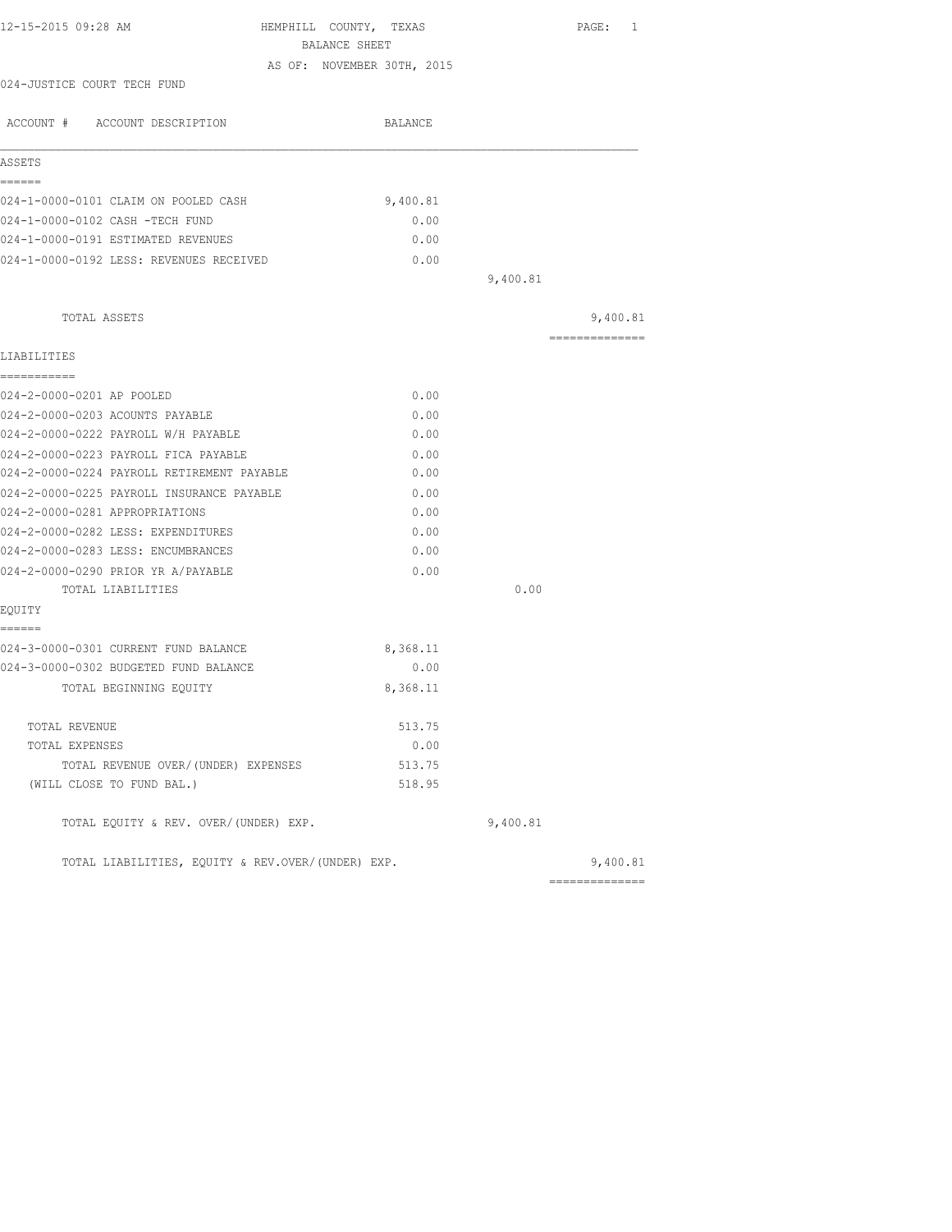12-15-2015 09:28 AM

# HEMPHILL COUNTY, TEXAS
## BALANCE SHEET
AS OF: NOVEMBER 30TH, 2015

024-JUSTICE COURT TECH FUND

| ACCOUNT # ACCOUNT DESCRIPTION | BALANCE | | |
|---|---|---|---|
| **ASSETS** | | | |
| 024-1-0000-0101 CLAIM ON POOLED CASH | 9,400.81 | | |
| 024-1-0000-0102 CASH -TECH FUND | 0.00 | | |
| 024-1-0000-0191 ESTIMATED REVENUES | 0.00 | | |
| 024-1-0000-0192 LESS: REVENUES RECEIVED | 0.00 | | |
| | | 9,400.81 | |
| TOTAL ASSETS | | | 9,400.81 |
| **LIABILITIES** | | | |
| 024-2-0000-0201 AP POOLED | 0.00 | | |
| 024-2-0000-0203 ACOUNTS PAYABLE | 0.00 | | |
| 024-2-0000-0222 PAYROLL W/H PAYABLE | 0.00 | | |
| 024-2-0000-0223 PAYROLL FICA PAYABLE | 0.00 | | |
| 024-2-0000-0224 PAYROLL RETIREMENT PAYABLE | 0.00 | | |
| 024-2-0000-0225 PAYROLL INSURANCE PAYABLE | 0.00 | | |
| 024-2-0000-0281 APPROPRIATIONS | 0.00 | | |
| 024-2-0000-0282 LESS: EXPENDITURES | 0.00 | | |
| 024-2-0000-0283 LESS: ENCUMBRANCES | 0.00 | | |
| 024-2-0000-0290 PRIOR YR A/PAYABLE | 0.00 | | |
| TOTAL LIABILITIES | | 0.00 | |
| **EQUITY** | | | |
| 024-3-0000-0301 CURRENT FUND BALANCE | 8,368.11 | | |
| 024-3-0000-0302 BUDGETED FUND BALANCE | 0.00 | | |
| TOTAL BEGINNING EQUITY | 8,368.11 | | |
| TOTAL REVENUE | 513.75 | | |
| TOTAL EXPENSES | 0.00 | | |
| TOTAL REVENUE OVER/(UNDER) EXPENSES | 513.75 | | |
| (WILL CLOSE TO FUND BAL.) | 518.95 | | |
| TOTAL EQUITY & REV. OVER/(UNDER) EXP. | | 9,400.81 | |
| TOTAL LIABILITIES, EQUITY & REV.OVER/(UNDER) EXP. | | | 9,400.81 |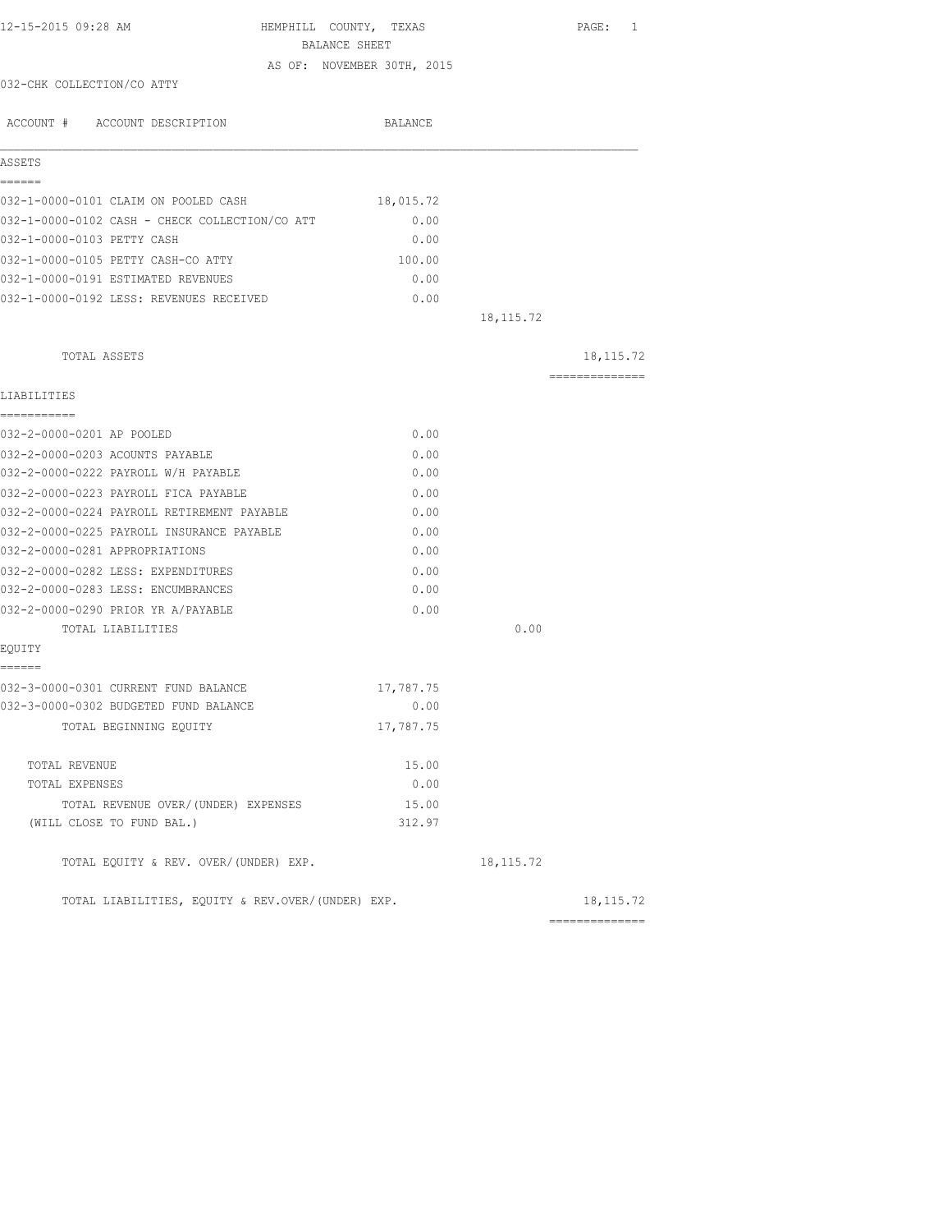12-15-2015 09:28 AM

# HEMPHILL COUNTY, TEXAS

## BALANCE SHEET

AS OF: NOVEMBER 30TH, 2015

032-CHK COLLECTION/CO ATTY

| ACCOUNT # ACCOUNT DESCRIPTION | BALANCE | | |
|---|---|---|---|
| **ASSETS** | | | |
| 032-1-0000-0101 CLAIM ON POOLED CASH | 18,015.72 | | |
| 032-1-0000-0102 CASH - CHECK COLLECTION/CO ATT | 0.00 | | |
| 032-1-0000-0103 PETTY CASH | 0.00 | | |
| 032-1-0000-0105 PETTY CASH-CO ATTY | 100.00 | | |
| 032-1-0000-0191 ESTIMATED REVENUES | 0.00 | | |
| 032-1-0000-0192 LESS: REVENUES RECEIVED | 0.00 | | |
| | | 18,115.72 | |
| TOTAL ASSETS | | | 18,115.72 |
| **LIABILITIES** | | | |
| 032-2-0000-0201 AP POOLED | 0.00 | | |
| 032-2-0000-0203 ACOUNTS PAYABLE | 0.00 | | |
| 032-2-0000-0222 PAYROLL W/H PAYABLE | 0.00 | | |
| 032-2-0000-0223 PAYROLL FICA PAYABLE | 0.00 | | |
| 032-2-0000-0224 PAYROLL RETIREMENT PAYABLE | 0.00 | | |
| 032-2-0000-0225 PAYROLL INSURANCE PAYABLE | 0.00 | | |
| 032-2-0000-0281 APPROPRIATIONS | 0.00 | | |
| 032-2-0000-0282 LESS: EXPENDITURES | 0.00 | | |
| 032-2-0000-0283 LESS: ENCUMBRANCES | 0.00 | | |
| 032-2-0000-0290 PRIOR YR A/PAYABLE | 0.00 | | |
| TOTAL LIABILITIES | | 0.00 | |
| **EQUITY** | | | |
| 032-3-0000-0301 CURRENT FUND BALANCE | 17,787.75 | | |
| 032-3-0000-0302 BUDGETED FUND BALANCE | 0.00 | | |
| TOTAL BEGINNING EQUITY | 17,787.75 | | |
| TOTAL REVENUE | 15.00 | | |
| TOTAL EXPENSES | 0.00 | | |
| TOTAL REVENUE OVER/(UNDER) EXPENSES | 15.00 | | |
| (WILL CLOSE TO FUND BAL.) | 312.97 | | |
| TOTAL EQUITY & REV. OVER/(UNDER) EXP. | | 18,115.72 | |
| TOTAL LIABILITIES, EQUITY & REV.OVER/(UNDER) EXP. | | | 18,115.72 |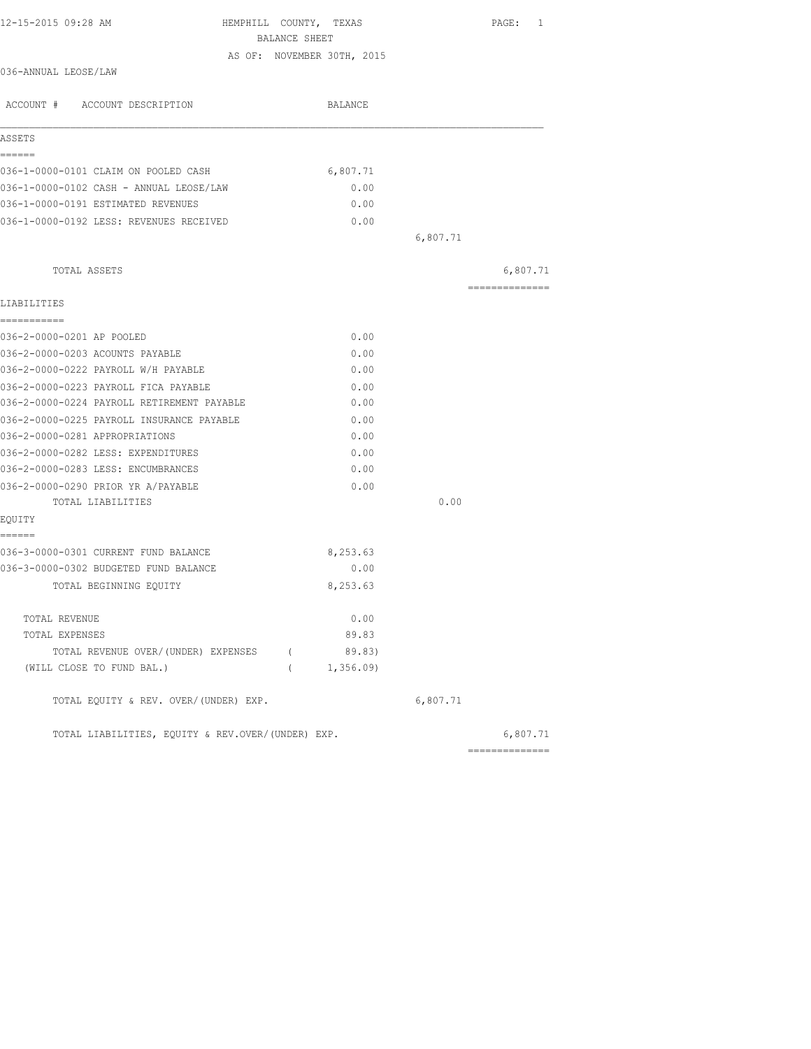# HEMPHILL COUNTY, TEXAS

## BALANCE SHEET

AS OF: NOVEMBER 30TH, 2015

036-ANNUAL LEOSE/LAW

| ACCOUNT # | ACCOUNT DESCRIPTION | BALANCE | | |
|---|---|---|---|---|
| **ASSETS** | | | | |
| 036-1-0000-0101 | CLAIM ON POOLED CASH | 6,807.71 | | |
| 036-1-0000-0102 | CASH - ANNUAL LEOSE/LAW | 0.00 | | |
| 036-1-0000-0191 | ESTIMATED REVENUES | 0.00 | | |
| 036-1-0000-0192 | LESS: REVENUES RECEIVED | 0.00 | | |
| | | | 6,807.71 | |
| | TOTAL ASSETS | | | 6,807.71 |
| **LIABILITIES** | | | | |
| 036-2-0000-0201 | AP POOLED | 0.00 | | |
| 036-2-0000-0203 | ACOUNTS PAYABLE | 0.00 | | |
| 036-2-0000-0222 | PAYROLL W/H PAYABLE | 0.00 | | |
| 036-2-0000-0223 | PAYROLL FICA PAYABLE | 0.00 | | |
| 036-2-0000-0224 | PAYROLL RETIREMENT PAYABLE | 0.00 | | |
| 036-2-0000-0225 | PAYROLL INSURANCE PAYABLE | 0.00 | | |
| 036-2-0000-0281 | APPROPRIATIONS | 0.00 | | |
| 036-2-0000-0282 | LESS: EXPENDITURES | 0.00 | | |
| 036-2-0000-0283 | LESS: ENCUMBRANCES | 0.00 | | |
| 036-2-0000-0290 | PRIOR YR A/PAYABLE | 0.00 | | |
| | TOTAL LIABILITIES | | 0.00 | |
| **EQUITY** | | | | |
| 036-3-0000-0301 | CURRENT FUND BALANCE | 8,253.63 | | |
| 036-3-0000-0302 | BUDGETED FUND BALANCE | 0.00 | | |
| | TOTAL BEGINNING EQUITY | 8,253.63 | | |
| | TOTAL REVENUE | 0.00 | | |
| | TOTAL EXPENSES | 89.83 | | |
| | TOTAL REVENUE OVER/(UNDER) EXPENSES | ( 89.83) | | |
| | (WILL CLOSE TO FUND BAL.) | ( 1,356.09) | | |
| | TOTAL EQUITY & REV. OVER/(UNDER) EXP. | | 6,807.71 | |
| | TOTAL LIABILITIES, EQUITY & REV.OVER/(UNDER) EXP. | | | 6,807.71 |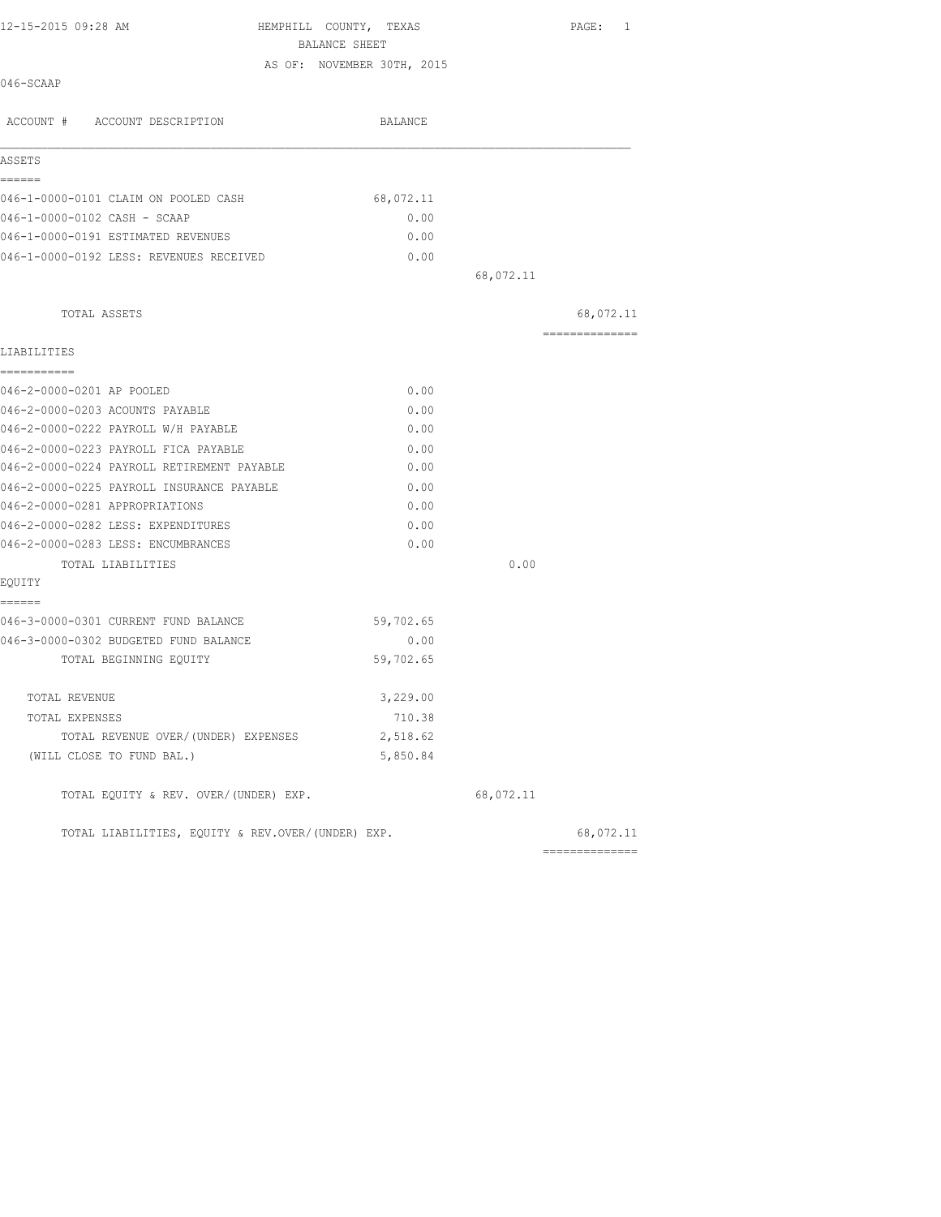HEMPHILL COUNTY, TEXAS
BALANCE SHEET
AS OF: NOVEMBER 30TH, 2015

12-15-2015 09:28 AM

046-SCAAP

| ACCOUNT # | ACCOUNT DESCRIPTION | BALANCE | | |
|---|---|---|---|---|
| **ASSETS** | | | | |
| 046-1-0000-0101 | CLAIM ON POOLED CASH | 68,072.11 | | |
| 046-1-0000-0102 | CASH - SCAAP | 0.00 | | |
| 046-1-0000-0191 | ESTIMATED REVENUES | 0.00 | | |
| 046-1-0000-0192 | LESS: REVENUES RECEIVED | 0.00 | | |
| | | | 68,072.11 | |
| | TOTAL ASSETS | | | 68,072.11 |
| **LIABILITIES** | | | | |
| 046-2-0000-0201 | AP POOLED | 0.00 | | |
| 046-2-0000-0203 | ACOUNTS PAYABLE | 0.00 | | |
| 046-2-0000-0222 | PAYROLL W/H PAYABLE | 0.00 | | |
| 046-2-0000-0223 | PAYROLL FICA PAYABLE | 0.00 | | |
| 046-2-0000-0224 | PAYROLL RETIREMENT PAYABLE | 0.00 | | |
| 046-2-0000-0225 | PAYROLL INSURANCE PAYABLE | 0.00 | | |
| 046-2-0000-0281 | APPROPRIATIONS | 0.00 | | |
| 046-2-0000-0282 | LESS: EXPENDITURES | 0.00 | | |
| 046-2-0000-0283 | LESS: ENCUMBRANCES | 0.00 | | |
| | TOTAL LIABILITIES | | 0.00 | |
| **EQUITY** | | | | |
| 046-3-0000-0301 | CURRENT FUND BALANCE | 59,702.65 | | |
| 046-3-0000-0302 | BUDGETED FUND BALANCE | 0.00 | | |
| | TOTAL BEGINNING EQUITY | 59,702.65 | | |
| | TOTAL REVENUE | 3,229.00 | | |
| | TOTAL EXPENSES | 710.38 | | |
| | TOTAL REVENUE OVER/(UNDER) EXPENSES | 2,518.62 | | |
| | (WILL CLOSE TO FUND BAL.) | 5,850.84 | | |
| | TOTAL EQUITY & REV. OVER/(UNDER) EXP. | | 68,072.11 | |
| | TOTAL LIABILITIES, EQUITY & REV.OVER/(UNDER) EXP. | | | 68,072.11 |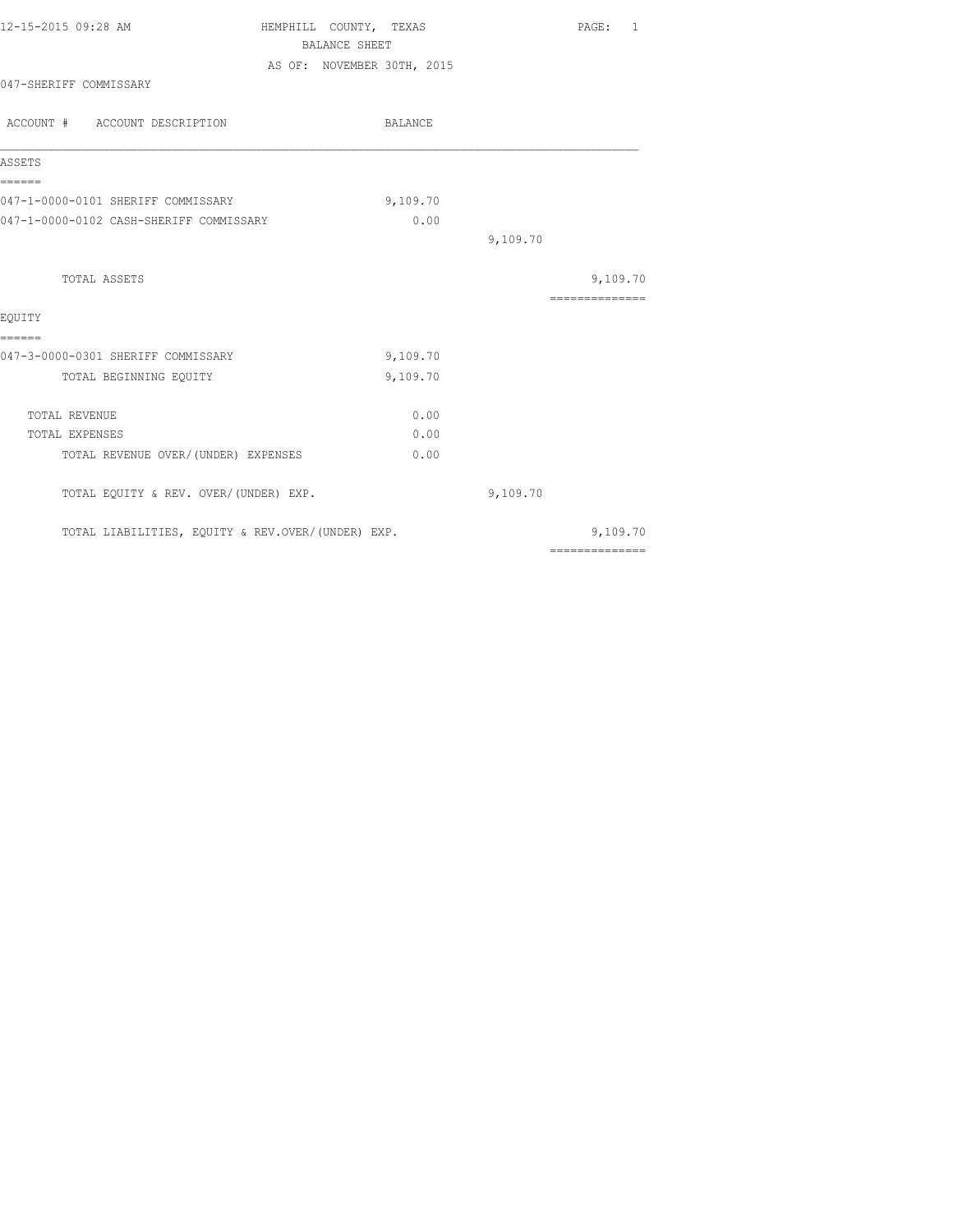12-15-2015 09:28 AM HEMPHILL COUNTY, TEXAS PAGE: 1

BALANCE SHEET

AS OF: NOVEMBER 30TH, 2015

047-SHERIFF COMMISSARY

| ACCOUNT # ACCOUNT DESCRIPTION | BALANCE | | |
|---|---|---|---|
| **ASSETS** | | | |
| 047-1-0000-0101 SHERIFF COMMISSARY | 9,109.70 | | |
| 047-1-0000-0102 CASH-SHERIFF COMMISSARY | 0.00 | | |
| | | 9,109.70 | |
| TOTAL ASSETS | | | 9,109.70 |
| **EQUITY** | | | |
| 047-3-0000-0301 SHERIFF COMMISSARY | 9,109.70 | | |
| TOTAL BEGINNING EQUITY | 9,109.70 | | |
| TOTAL REVENUE | 0.00 | | |
| TOTAL EXPENSES | 0.00 | | |
| TOTAL REVENUE OVER/(UNDER) EXPENSES | 0.00 | | |
| TOTAL EQUITY & REV. OVER/(UNDER) EXP. | | 9,109.70 | |
| TOTAL LIABILITIES, EQUITY & REV.OVER/(UNDER) EXP. | | | 9,109.70 |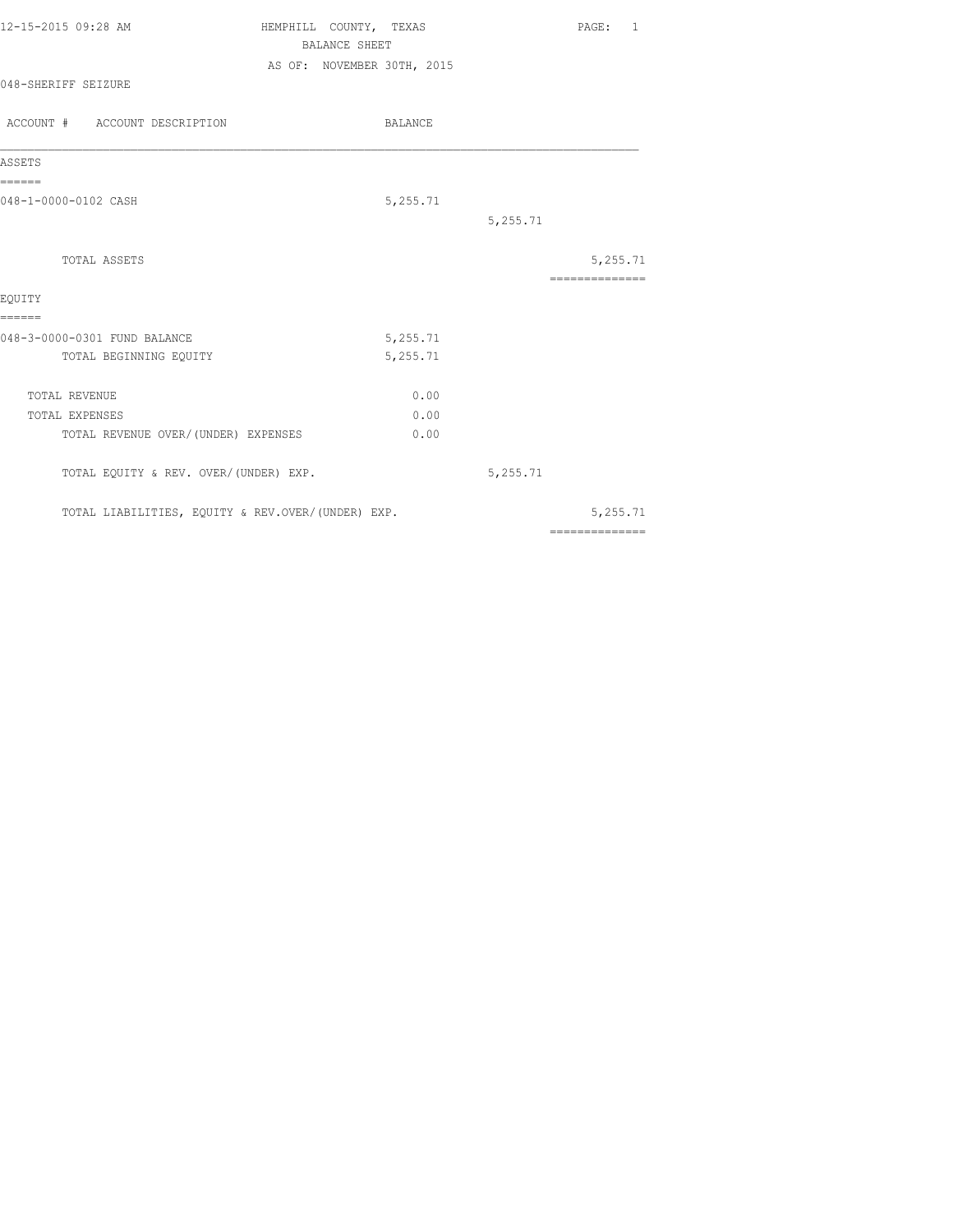12-15-2015 09:28 AM

# HEMPHILL COUNTY, TEXAS

## BALANCE SHEET

AS OF: NOVEMBER 30TH, 2015

048-SHERIFF SEIZURE

| ACCOUNT # ACCOUNT DESCRIPTION | BALANCE | | |
|---|---|---|---|
| **ASSETS** | | | |
| 048-1-0000-0102 CASH | 5,255.71 | | |
| | | 5,255.71 | |
| TOTAL ASSETS | | | 5,255.71 |
| **EQUITY** | | | |
| 048-3-0000-0301 FUND BALANCE | 5,255.71 | | |
| TOTAL BEGINNING EQUITY | 5,255.71 | | |
| TOTAL REVENUE | 0.00 | | |
| TOTAL EXPENSES | 0.00 | | |
| TOTAL REVENUE OVER/(UNDER) EXPENSES | 0.00 | | |
| TOTAL EQUITY & REV. OVER/(UNDER) EXP. | | 5,255.71 | |
| TOTAL LIABILITIES, EQUITY & REV.OVER/(UNDER) EXP. | | | 5,255.71 |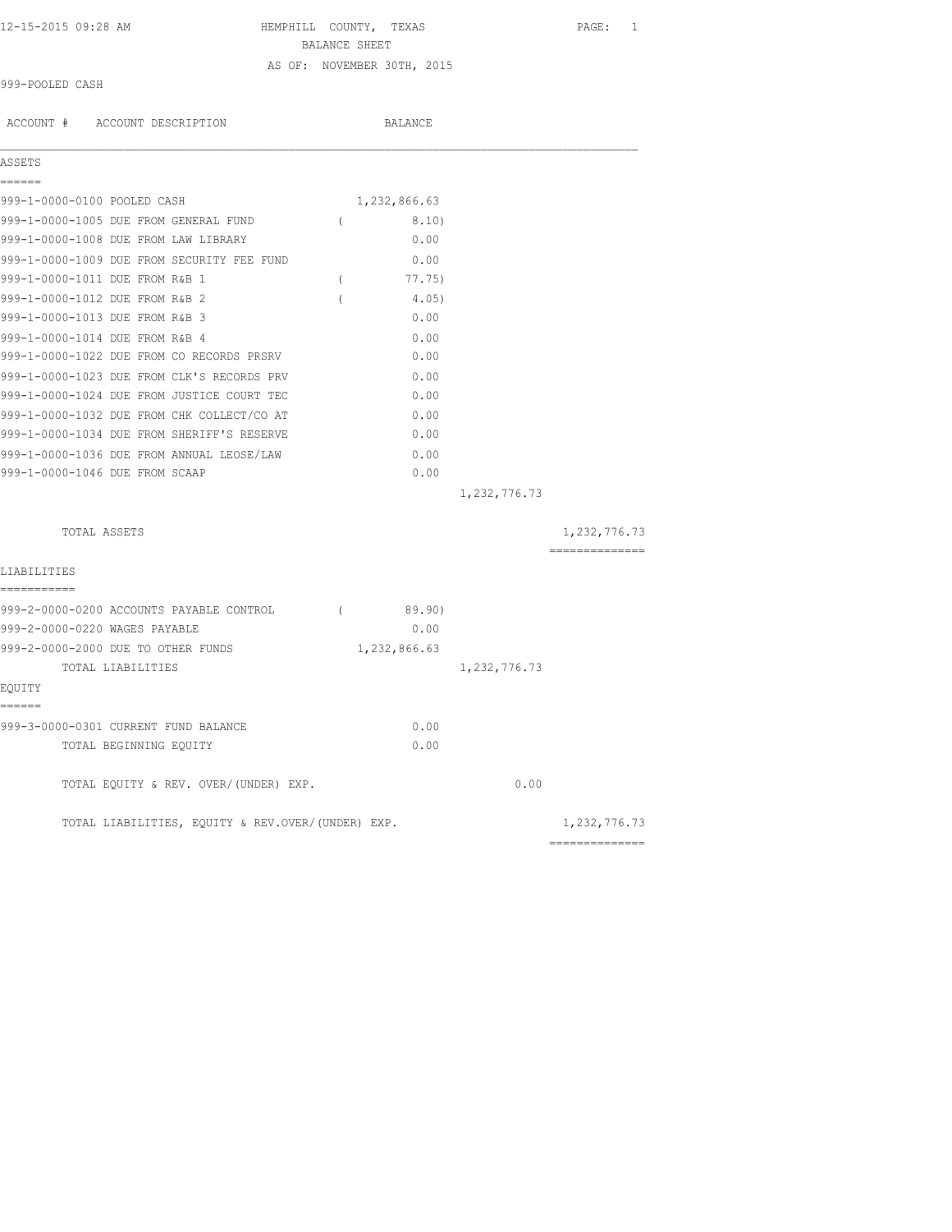HEMPHILL COUNTY, TEXAS

BALANCE SHEET

AS OF: NOVEMBER 30TH, 2015

999-POOLED CASH

| ACCOUNT # ACCOUNT DESCRIPTION | BALANCE | | |
|---|---|---|---|
| **ASSETS** | | | |
| 999-1-0000-0100 POOLED CASH | 1,232,866.63 | | |
| 999-1-0000-1005 DUE FROM GENERAL FUND | ( 8.10) | | |
| 999-1-0000-1008 DUE FROM LAW LIBRARY | 0.00 | | |
| 999-1-0000-1009 DUE FROM SECURITY FEE FUND | 0.00 | | |
| 999-1-0000-1011 DUE FROM R&B 1 | ( 77.75) | | |
| 999-1-0000-1012 DUE FROM R&B 2 | ( 4.05) | | |
| 999-1-0000-1013 DUE FROM R&B 3 | 0.00 | | |
| 999-1-0000-1014 DUE FROM R&B 4 | 0.00 | | |
| 999-1-0000-1022 DUE FROM CO RECORDS PRSRV | 0.00 | | |
| 999-1-0000-1023 DUE FROM CLK'S RECORDS PRV | 0.00 | | |
| 999-1-0000-1024 DUE FROM JUSTICE COURT TEC | 0.00 | | |
| 999-1-0000-1032 DUE FROM CHK COLLECT/CO AT | 0.00 | | |
| 999-1-0000-1034 DUE FROM SHERIFF'S RESERVE | 0.00 | | |
| 999-1-0000-1036 DUE FROM ANNUAL LEOSE/LAW | 0.00 | | |
| 999-1-0000-1046 DUE FROM SCAAP | 0.00 | | |
| | | 1,232,776.73 | |
| TOTAL ASSETS | | | 1,232,776.73 |
| **LIABILITIES** | | | |
| 999-2-0000-0200 ACCOUNTS PAYABLE CONTROL | ( 89.90) | | |
| 999-2-0000-0220 WAGES PAYABLE | 0.00 | | |
| 999-2-0000-2000 DUE TO OTHER FUNDS | 1,232,866.63 | | |
| TOTAL LIABILITIES | | 1,232,776.73 | |
| **EQUITY** | | | |
| 999-3-0000-0301 CURRENT FUND BALANCE | 0.00 | | |
| TOTAL BEGINNING EQUITY | 0.00 | | |
| TOTAL EQUITY & REV. OVER/(UNDER) EXP. | | 0.00 | |
| TOTAL LIABILITIES, EQUITY & REV.OVER/(UNDER) EXP. | | | 1,232,776.73 |